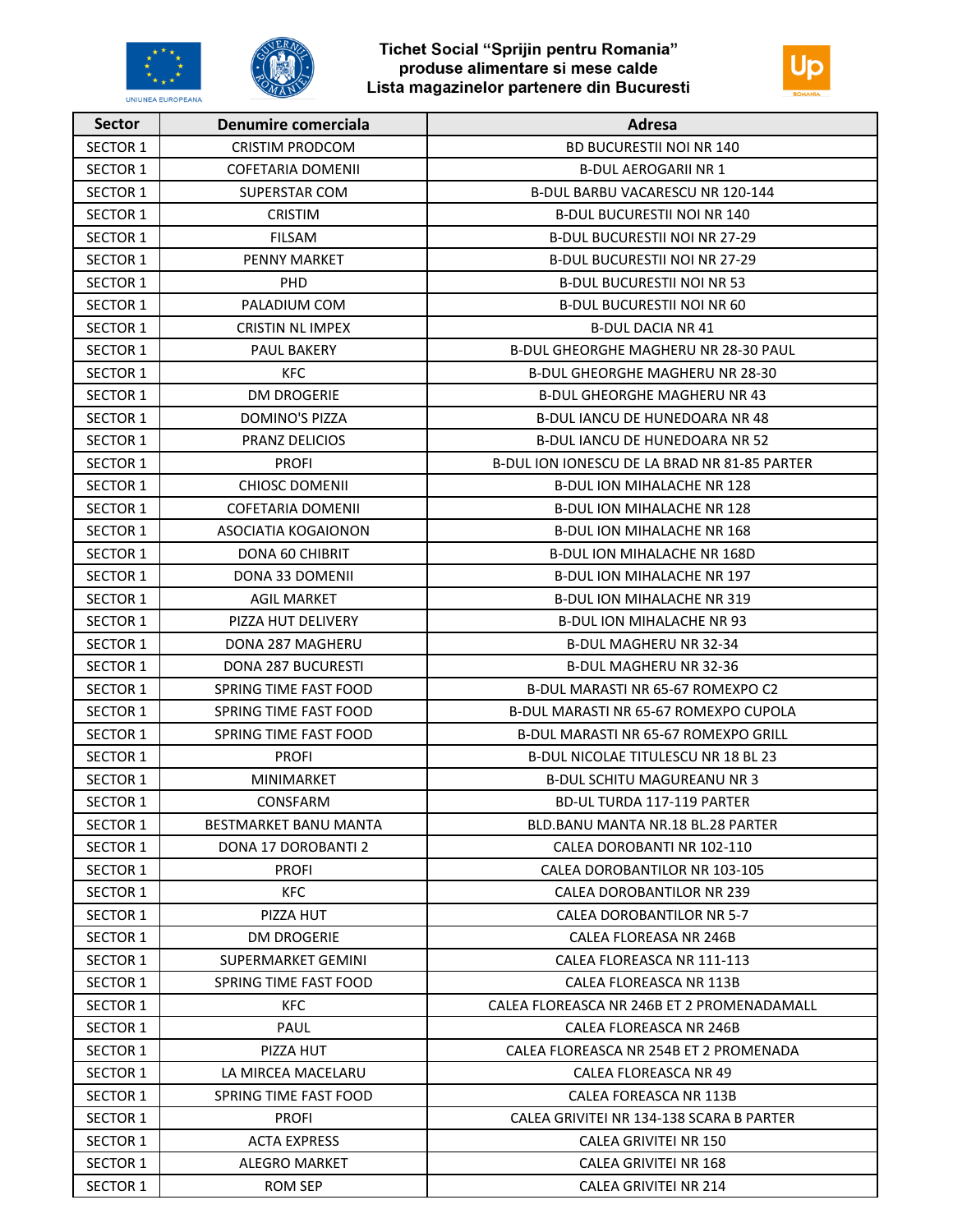# Tichet Social "Sprijin pentru Romania"
## produse alimentare si mese calde
## Lista magazinelor partenere din Bucuresti

| Sector | Denumire comerciala | Adresa |
|---|---|---|
| SECTOR 1 | CRISTIM PRODCOM | BD BUCURESTII NOI NR 140 |
| SECTOR 1 | COFETARIA DOMENII | B-DUL AEROGARII NR 1 |
| SECTOR 1 | SUPERSTAR COM | B-DUL BARBU VACARESCU NR 120-144 |
| SECTOR 1 | CRISTIM | B-DUL BUCURESTII NOI NR 140 |
| SECTOR 1 | FILSAM | B-DUL BUCURESTII NOI NR 27-29 |
| SECTOR 1 | PENNY MARKET | B-DUL BUCURESTII NOI NR 27-29 |
| SECTOR 1 | PHD | B-DUL BUCURESTII NOI NR 53 |
| SECTOR 1 | PALADIUM COM | B-DUL BUCURESTII NOI NR 60 |
| SECTOR 1 | CRISTIN NL IMPEX | B-DUL DACIA NR 41 |
| SECTOR 1 | PAUL BAKERY | B-DUL GHEORGHE MAGHERU NR 28-30 PAUL |
| SECTOR 1 | KFC | B-DUL GHEORGHE MAGHERU NR 28-30 |
| SECTOR 1 | DM DROGERIE | B-DUL GHEORGHE MAGHERU NR 43 |
| SECTOR 1 | DOMINO'S PIZZA | B-DUL IANCU DE HUNEDOARA NR 48 |
| SECTOR 1 | PRANZ DELICIOS | B-DUL IANCU DE HUNEDOARA NR 52 |
| SECTOR 1 | PROFI | B-DUL ION IONESCU DE LA BRAD NR 81-85 PARTER |
| SECTOR 1 | CHIOSC DOMENII | B-DUL ION MIHALACHE NR 128 |
| SECTOR 1 | COFETARIA DOMENII | B-DUL ION MIHALACHE NR 128 |
| SECTOR 1 | ASOCIATIA KOGAIONON | B-DUL ION MIHALACHE NR 168 |
| SECTOR 1 | DONA 60 CHIBRIT | B-DUL ION MIHALACHE NR 168D |
| SECTOR 1 | DONA 33 DOMENII | B-DUL ION MIHALACHE NR 197 |
| SECTOR 1 | AGIL MARKET | B-DUL ION MIHALACHE NR 319 |
| SECTOR 1 | PIZZA HUT DELIVERY | B-DUL ION MIHALACHE NR 93 |
| SECTOR 1 | DONA 287 MAGHERU | B-DUL MAGHERU NR 32-34 |
| SECTOR 1 | DONA 287 BUCURESTI | B-DUL MAGHERU NR 32-36 |
| SECTOR 1 | SPRING TIME FAST FOOD | B-DUL MARASTI NR 65-67 ROMEXPO C2 |
| SECTOR 1 | SPRING TIME FAST FOOD | B-DUL MARASTI NR 65-67 ROMEXPO CUPOLA |
| SECTOR 1 | SPRING TIME FAST FOOD | B-DUL MARASTI NR 65-67 ROMEXPO GRILL |
| SECTOR 1 | PROFI | B-DUL NICOLAE TITULESCU NR 18 BL 23 |
| SECTOR 1 | MINIMARKET | B-DUL SCHITU MAGUREANU NR 3 |
| SECTOR 1 | CONSFARM | BD-UL TURDA 117-119 PARTER |
| SECTOR 1 | BESTMARKET BANU MANTA | BLD.BANU MANTA NR.18 BL.28 PARTER |
| SECTOR 1 | DONA 17 DOROBANTI 2 | CALEA DOROBANTI NR 102-110 |
| SECTOR 1 | PROFI | CALEA DOROBANTILOR NR 103-105 |
| SECTOR 1 | KFC | CALEA DOROBANTILOR NR 239 |
| SECTOR 1 | PIZZA HUT | CALEA DOROBANTILOR NR 5-7 |
| SECTOR 1 | DM DROGERIE | CALEA FLOREASA NR 246B |
| SECTOR 1 | SUPERMARKET GEMINI | CALEA FLOREASCA NR 111-113 |
| SECTOR 1 | SPRING TIME FAST FOOD | CALEA FLOREASCA NR 113B |
| SECTOR 1 | KFC | CALEA FLOREASCA NR 246B ET 2 PROMENADAMALL |
| SECTOR 1 | PAUL | CALEA FLOREASCA NR 246B |
| SECTOR 1 | PIZZA HUT | CALEA FLOREASCA NR 254B ET 2 PROMENADA |
| SECTOR 1 | LA MIRCEA MACELARU | CALEA FLOREASCA NR 49 |
| SECTOR 1 | SPRING TIME FAST FOOD | CALEA FOREASCA NR 113B |
| SECTOR 1 | PROFI | CALEA GRIVITEI NR 134-138 SCARA B PARTER |
| SECTOR 1 | ACTA EXPRESS | CALEA GRIVITEI NR 150 |
| SECTOR 1 | ALEGRO MARKET | CALEA GRIVITEI NR 168 |
| SECTOR 1 | ROM SEP | CALEA GRIVITEI NR 214 |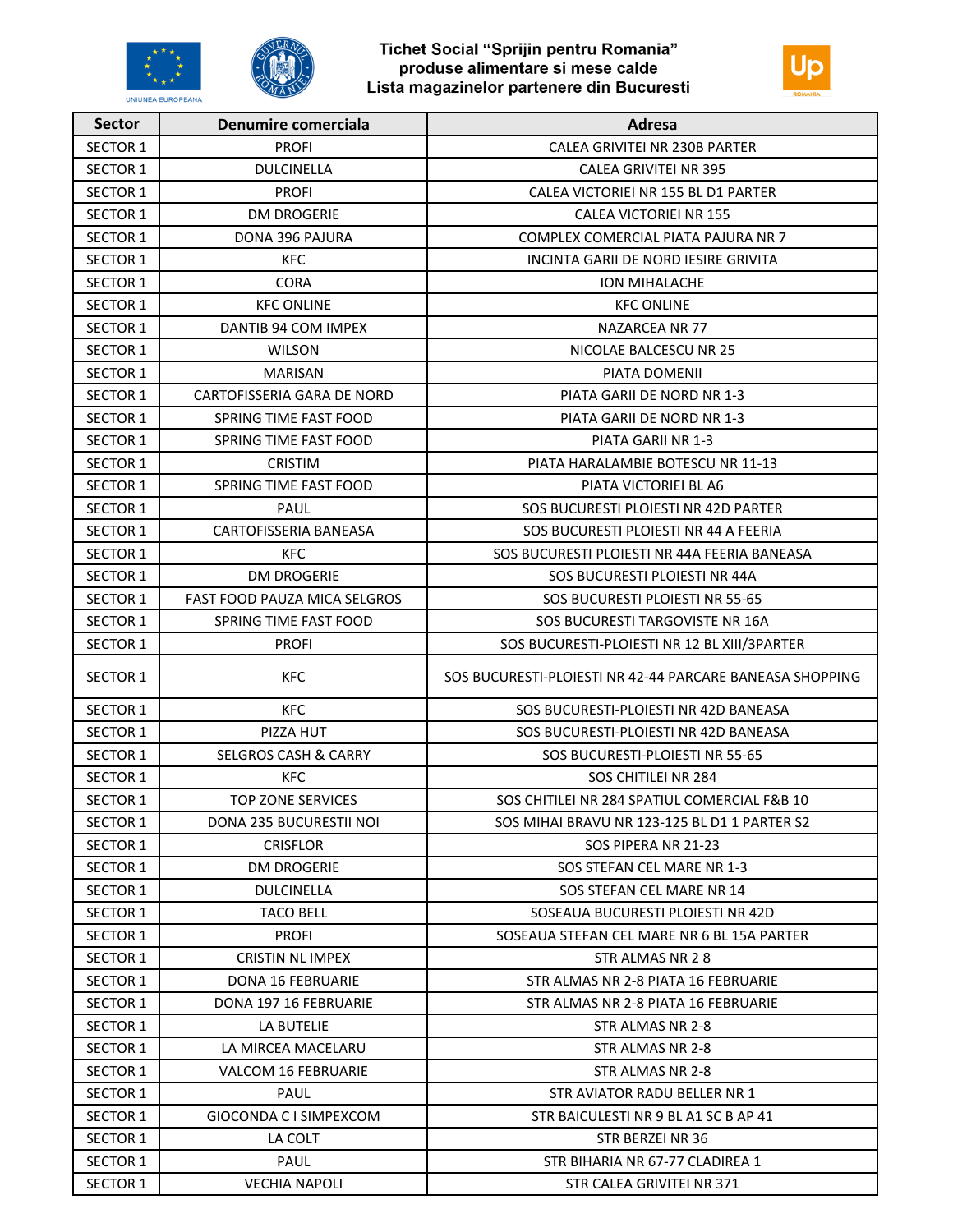Tichet Social “Sprijin pentru Romania”
produse alimentare si mese calde
Lista magazinelor partenere din Bucuresti

| Sector | Denumire comerciala | Adresa |
|---|---|---|
| SECTOR 1 | PROFI | CALEA GRIVITEI NR 230B PARTER |
| SECTOR 1 | DULCINELLA | CALEA GRIVITEI NR 395 |
| SECTOR 1 | PROFI | CALEA VICTORIEI NR 155 BL D1 PARTER |
| SECTOR 1 | DM DROGERIE | CALEA VICTORIEI NR 155 |
| SECTOR 1 | DONA 396 PAJURA | COMPLEX COMERCIAL PIATA PAJURA NR 7 |
| SECTOR 1 | KFC | INCINTA GARII DE NORD IESIRE GRIVITA |
| SECTOR 1 | CORA | ION MIHALACHE |
| SECTOR 1 | KFC ONLINE | KFC ONLINE |
| SECTOR 1 | DANTIB 94 COM IMPEX | NAZARCEA NR 77 |
| SECTOR 1 | WILSON | NICOLAE BALCESCU NR 25 |
| SECTOR 1 | MARISAN | PIATA DOMENII |
| SECTOR 1 | CARTOFISSERIA GARA DE NORD | PIATA GARII DE NORD NR 1-3 |
| SECTOR 1 | SPRING TIME FAST FOOD | PIATA GARII DE NORD NR 1-3 |
| SECTOR 1 | SPRING TIME FAST FOOD | PIATA GARII NR 1-3 |
| SECTOR 1 | CRISTIM | PIATA HARALAMBIE BOTESCU NR 11-13 |
| SECTOR 1 | SPRING TIME FAST FOOD | PIATA VICTORIEI BL A6 |
| SECTOR 1 | PAUL | SOS BUCURESTI PLOIESTI NR 42D PARTER |
| SECTOR 1 | CARTOFISSERIA BANEASA | SOS BUCURESTI PLOIESTI NR 44 A FEERIA |
| SECTOR 1 | KFC | SOS BUCURESTI PLOIESTI NR 44A FEERIA BANEASA |
| SECTOR 1 | DM DROGERIE | SOS BUCURESTI PLOIESTI NR 44A |
| SECTOR 1 | FAST FOOD PAUZA MICA SELGROS | SOS BUCURESTI PLOIESTI NR 55-65 |
| SECTOR 1 | SPRING TIME FAST FOOD | SOS BUCURESTI TARGOVISTE NR 16A |
| SECTOR 1 | PROFI | SOS BUCURESTI-PLOIESTI NR 12 BL XIII/3PARTER |
| SECTOR 1 | KFC | SOS BUCURESTI-PLOIESTI NR 42-44 PARCARE BANEASA SHOPPING |
| SECTOR 1 | KFC | SOS BUCURESTI-PLOIESTI NR 42D BANEASA |
| SECTOR 1 | PIZZA HUT | SOS BUCURESTI-PLOIESTI NR 42D BANEASA |
| SECTOR 1 | SELGROS CASH & CARRY | SOS BUCURESTI-PLOIESTI NR 55-65 |
| SECTOR 1 | KFC | SOS CHITILEI NR 284 |
| SECTOR 1 | TOP ZONE SERVICES | SOS CHITILEI NR 284 SPATIUL COMERCIAL F&B 10 |
| SECTOR 1 | DONA 235 BUCURESTII NOI | SOS MIHAI BRAVU NR 123-125 BL D1 1 PARTER S2 |
| SECTOR 1 | CRISFLOR | SOS PIPERA NR 21-23 |
| SECTOR 1 | DM DROGERIE | SOS STEFAN CEL MARE NR 1-3 |
| SECTOR 1 | DULCINELLA | SOS STEFAN CEL MARE NR 14 |
| SECTOR 1 | TACO BELL | SOSEAUA BUCURESTI PLOIESTI NR 42D |
| SECTOR 1 | PROFI | SOSEAUA STEFAN CEL MARE NR 6 BL 15A PARTER |
| SECTOR 1 | CRISTIN NL IMPEX | STR ALMAS NR 2 8 |
| SECTOR 1 | DONA 16 FEBRUARIE | STR ALMAS NR 2-8 PIATA 16 FEBRUARIE |
| SECTOR 1 | DONA 197 16 FEBRUARIE | STR ALMAS NR 2-8 PIATA 16 FEBRUARIE |
| SECTOR 1 | LA BUTELIE | STR ALMAS NR 2-8 |
| SECTOR 1 | LA MIRCEA MACELARU | STR ALMAS NR 2-8 |
| SECTOR 1 | VALCOM 16 FEBRUARIE | STR ALMAS NR 2-8 |
| SECTOR 1 | PAUL | STR AVIATOR RADU BELLER NR 1 |
| SECTOR 1 | GIOCONDA C I SIMPEXCOM | STR BAICULESTI NR 9 BL A1 SC B AP 41 |
| SECTOR 1 | LA COLT | STR BERZEI NR 36 |
| SECTOR 1 | PAUL | STR BIHARIA NR 67-77 CLADIREA 1 |
| SECTOR 1 | VECHIA NAPOLI | STR CALEA GRIVITEI NR 371 |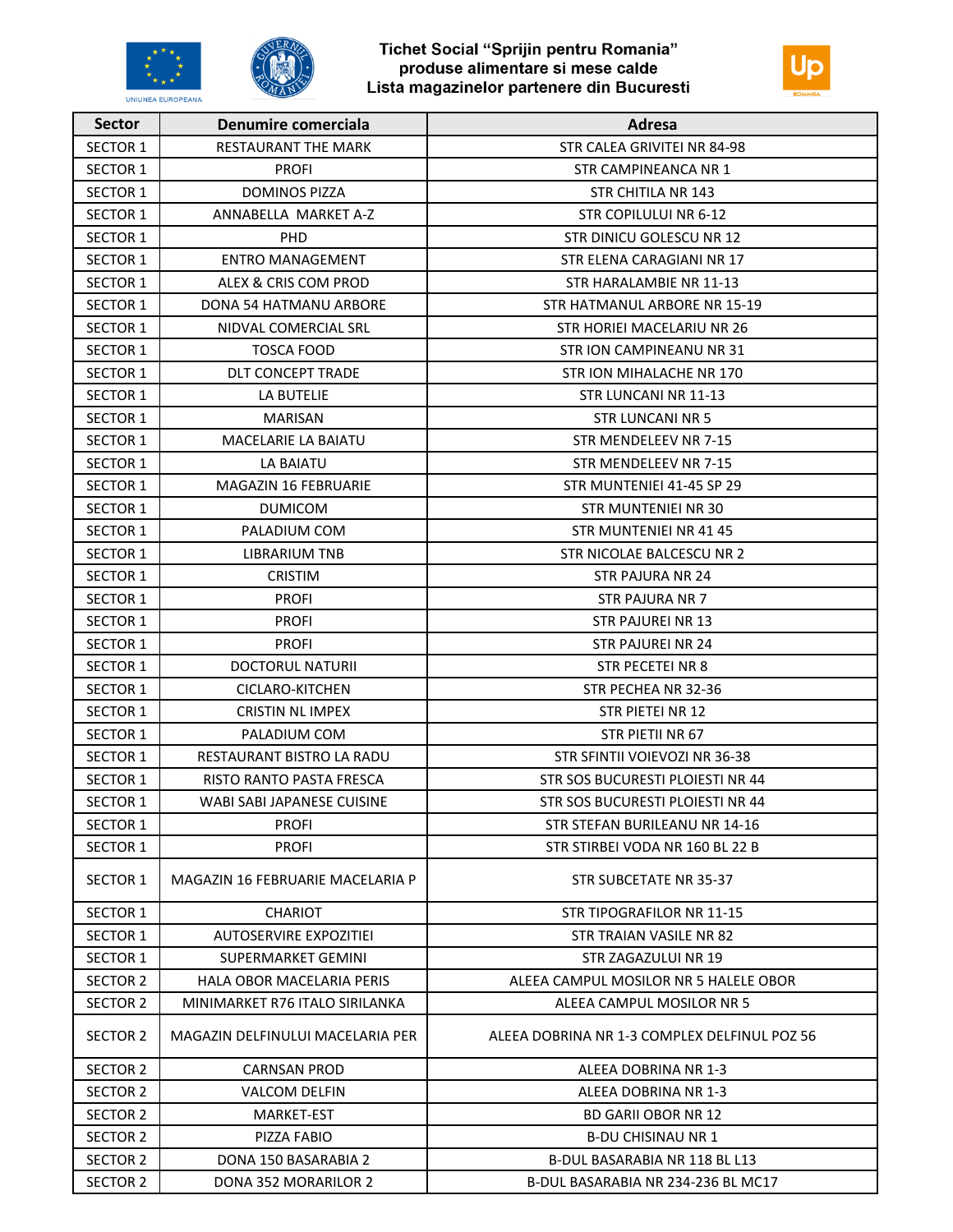# Tichet Social "Sprijin pentru Romania"
## produse alimentare si mese calde
## Lista magazinelor partenere din Bucuresti

| Sector | Denumire comerciala | Adresa |
|---|---|---|
| SECTOR 1 | RESTAURANT THE MARK | STR CALEA GRIVITEI NR 84-98 |
| SECTOR 1 | PROFI | STR CAMPINEANCA NR 1 |
| SECTOR 1 | DOMINOS PIZZA | STR CHITILA NR 143 |
| SECTOR 1 | ANNABELLA MARKET A-Z | STR COPILULUI NR 6-12 |
| SECTOR 1 | PHD | STR DINICU GOLESCU NR 12 |
| SECTOR 1 | ENTRO MANAGEMENT | STR ELENA CARAGIANI NR 17 |
| SECTOR 1 | ALEX & CRIS COM PROD | STR HARALAMBIE NR 11-13 |
| SECTOR 1 | DONA 54 HATMANU ARBORE | STR HATMANUL ARBORE NR 15-19 |
| SECTOR 1 | NIDVAL COMERCIAL SRL | STR HORIEI MACELARIU NR 26 |
| SECTOR 1 | TOSCA FOOD | STR ION CAMPINEANU NR 31 |
| SECTOR 1 | DLT CONCEPT TRADE | STR ION MIHALACHE NR 170 |
| SECTOR 1 | LA BUTELIE | STR LUNCANI NR 11-13 |
| SECTOR 1 | MARISAN | STR LUNCANI NR 5 |
| SECTOR 1 | MACELARIE LA BAIATU | STR MENDELEEV NR 7-15 |
| SECTOR 1 | LA BAIATU | STR MENDELEEV NR 7-15 |
| SECTOR 1 | MAGAZIN 16 FEBRUARIE | STR MUNTENIEI 41-45 SP 29 |
| SECTOR 1 | DUMICOM | STR MUNTENIEI NR 30 |
| SECTOR 1 | PALADIUM COM | STR MUNTENIEI NR 41 45 |
| SECTOR 1 | LIBRARIUM TNB | STR NICOLAE BALCESCU NR 2 |
| SECTOR 1 | CRISTIM | STR PAJURA NR 24 |
| SECTOR 1 | PROFI | STR PAJURA NR 7 |
| SECTOR 1 | PROFI | STR PAJUREI NR 13 |
| SECTOR 1 | PROFI | STR PAJUREI NR 24 |
| SECTOR 1 | DOCTORUL NATURII | STR PECETEI NR 8 |
| SECTOR 1 | CICLARO-KITCHEN | STR PECHEA NR 32-36 |
| SECTOR 1 | CRISTIN NL IMPEX | STR PIETEI NR 12 |
| SECTOR 1 | PALADIUM COM | STR PIETII NR 67 |
| SECTOR 1 | RESTAURANT BISTRO LA RADU | STR SFINTII VOIEVOZI NR 36-38 |
| SECTOR 1 | RISTO RANTO PASTA FRESCA | STR SOS BUCURESTI PLOIESTI NR 44 |
| SECTOR 1 | WABI SABI JAPANESE CUISINE | STR SOS BUCURESTI PLOIESTI NR 44 |
| SECTOR 1 | PROFI | STR STEFAN BURILEANU NR 14-16 |
| SECTOR 1 | PROFI | STR STIRBEI VODA NR 160 BL 22 B |
| SECTOR 1 | MAGAZIN 16 FEBRUARIE MACELARIA P | STR SUBCETATE NR 35-37 |
| SECTOR 1 | CHARIOT | STR TIPOGRAFILOR NR 11-15 |
| SECTOR 1 | AUTOSERVIRE EXPOZITIEI | STR TRAIAN VASILE NR 82 |
| SECTOR 1 | SUPERMARKET GEMINI | STR ZAGAZULUI NR 19 |
| SECTOR 2 | HALA OBOR MACELARIA PERIS | ALEEA CAMPUL MOSILOR NR 5 HALELE OBOR |
| SECTOR 2 | MINIMARKET R76 ITALO SIRILANKA | ALEEA CAMPUL MOSILOR NR 5 |
| SECTOR 2 | MAGAZIN DELFINULUI MACELARIA PER | ALEEA DOBRINA NR 1-3 COMPLEX DELFINUL POZ 56 |
| SECTOR 2 | CARNSAN PROD | ALEEA DOBRINA NR 1-3 |
| SECTOR 2 | VALCOM DELFIN | ALEEA DOBRINA NR 1-3 |
| SECTOR 2 | MARKET-EST | BD GARII OBOR NR 12 |
| SECTOR 2 | PIZZA FABIO | B-DU CHISINAU NR 1 |
| SECTOR 2 | DONA 150 BASARABIA 2 | B-DUL BASARABIA NR 118 BL L13 |
| SECTOR 2 | DONA 352 MORARILOR 2 | B-DUL BASARABIA NR 234-236 BL MC17 |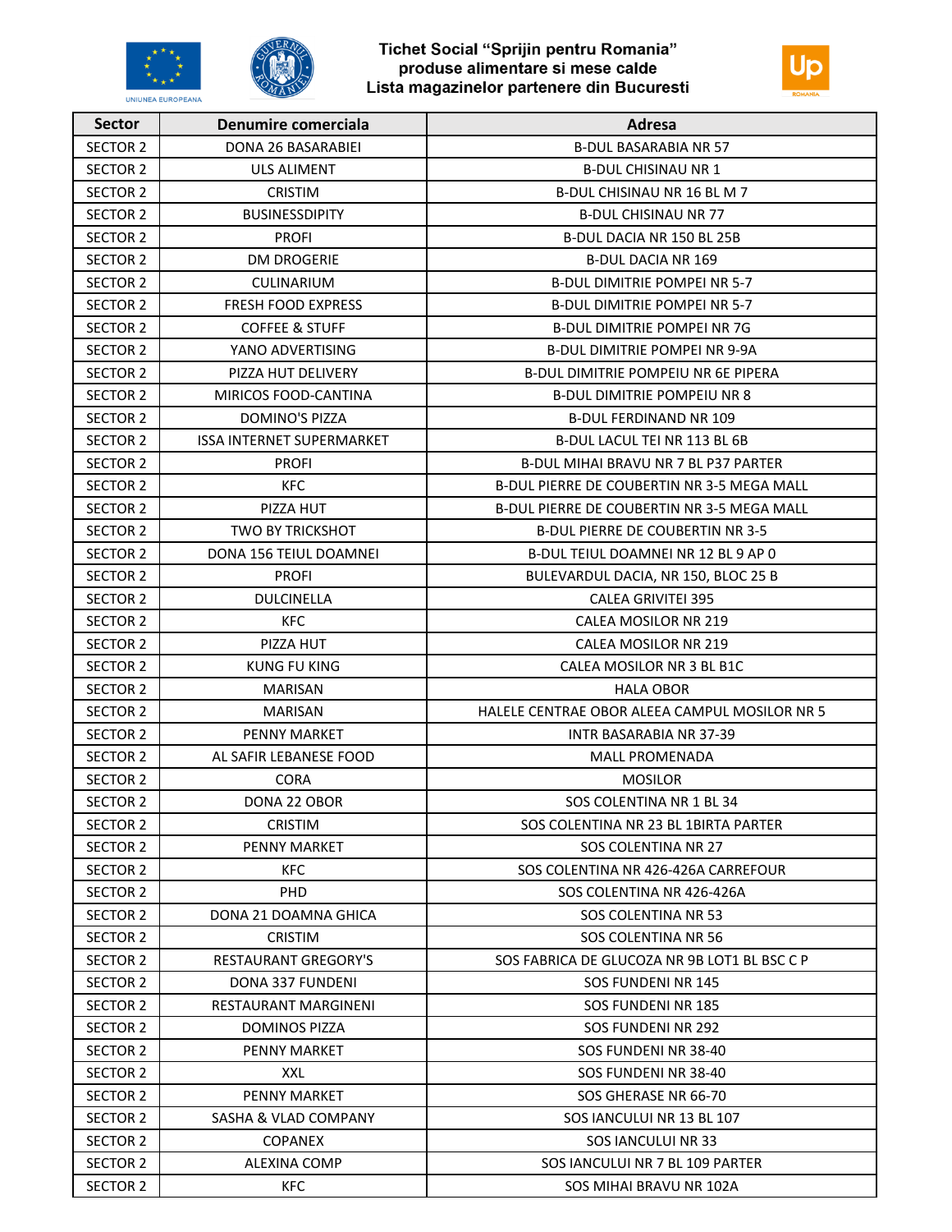**Tichet Social "Sprijin pentru Romania"**
**produse alimentare si mese calde**
**Lista magazinelor partenere din Bucuresti**

| Sector | Denumire comerciala | Adresa |
|---|---|---|
| SECTOR 2 | DONA 26 BASARABIEI | B-DUL BASARABIA NR 57 |
| SECTOR 2 | ULS ALIMENT | B-DUL CHISINAU NR 1 |
| SECTOR 2 | CRISTIM | B-DUL CHISINAU NR 16 BL M 7 |
| SECTOR 2 | BUSINESSDIPITY | B-DUL CHISINAU NR 77 |
| SECTOR 2 | PROFI | B-DUL DACIA NR 150 BL 25B |
| SECTOR 2 | DM DROGERIE | B-DUL DACIA NR 169 |
| SECTOR 2 | CULINARIUM | B-DUL DIMITRIE POMPEI NR 5-7 |
| SECTOR 2 | FRESH FOOD EXPRESS | B-DUL DIMITRIE POMPEI NR 5-7 |
| SECTOR 2 | COFFEE & STUFF | B-DUL DIMITRIE POMPEI NR 7G |
| SECTOR 2 | YANO ADVERTISING | B-DUL DIMITRIE POMPEI NR 9-9A |
| SECTOR 2 | PIZZA HUT DELIVERY | B-DUL DIMITRIE POMPEIU NR 6E PIPERA |
| SECTOR 2 | MIRICOS FOOD-CANTINA | B-DUL DIMITRIE POMPEIU NR 8 |
| SECTOR 2 | DOMINO'S PIZZA | B-DUL FERDINAND NR 109 |
| SECTOR 2 | ISSA INTERNET SUPERMARKET | B-DUL LACUL TEI NR 113 BL 6B |
| SECTOR 2 | PROFI | B-DUL MIHAI BRAVU NR 7 BL P37 PARTER |
| SECTOR 2 | KFC | B-DUL PIERRE DE COUBERTIN NR 3-5 MEGA MALL |
| SECTOR 2 | PIZZA HUT | B-DUL PIERRE DE COUBERTIN NR 3-5 MEGA MALL |
| SECTOR 2 | TWO BY TRICKSHOT | B-DUL PIERRE DE COUBERTIN NR 3-5 |
| SECTOR 2 | DONA 156 TEIUL DOAMNEI | B-DUL TEIUL DOAMNEI NR 12 BL 9 AP 0 |
| SECTOR 2 | PROFI | BULEVARDUL DACIA, NR 150, BLOC 25 B |
| SECTOR 2 | DULCINELLA | CALEA GRIVITEI 395 |
| SECTOR 2 | KFC | CALEA MOSILOR NR 219 |
| SECTOR 2 | PIZZA HUT | CALEA MOSILOR NR 219 |
| SECTOR 2 | KUNG FU KING | CALEA MOSILOR NR 3 BL B1C |
| SECTOR 2 | MARISAN | HALA OBOR |
| SECTOR 2 | MARISAN | HALELE CENTRAE OBOR ALEEA CAMPUL MOSILOR NR 5 |
| SECTOR 2 | PENNY MARKET | INTR BASARABIA NR 37-39 |
| SECTOR 2 | AL SAFIR LEBANESE FOOD | MALL PROMENADA |
| SECTOR 2 | CORA | MOSILOR |
| SECTOR 2 | DONA 22 OBOR | SOS COLENTINA NR 1 BL 34 |
| SECTOR 2 | CRISTIM | SOS COLENTINA NR 23 BL 1BIRTA PARTER |
| SECTOR 2 | PENNY MARKET | SOS COLENTINA NR 27 |
| SECTOR 2 | KFC | SOS COLENTINA NR 426-426A CARREFOUR |
| SECTOR 2 | PHD | SOS COLENTINA NR 426-426A |
| SECTOR 2 | DONA 21 DOAMNA GHICA | SOS COLENTINA NR 53 |
| SECTOR 2 | CRISTIM | SOS COLENTINA NR 56 |
| SECTOR 2 | RESTAURANT GREGORY'S | SOS FABRICA DE GLUCOZA NR 9B LOT1 BL BSC C P |
| SECTOR 2 | DONA 337 FUNDENI | SOS FUNDENI NR 145 |
| SECTOR 2 | RESTAURANT MARGINENI | SOS FUNDENI NR 185 |
| SECTOR 2 | DOMINOS PIZZA | SOS FUNDENI NR 292 |
| SECTOR 2 | PENNY MARKET | SOS FUNDENI NR 38-40 |
| SECTOR 2 | XXL | SOS FUNDENI NR 38-40 |
| SECTOR 2 | PENNY MARKET | SOS GHERASE NR 66-70 |
| SECTOR 2 | SASHA & VLAD COMPANY | SOS IANCULUI NR 13 BL 107 |
| SECTOR 2 | COPANEX | SOS IANCULUI NR 33 |
| SECTOR 2 | ALEXINA COMP | SOS IANCULUI NR 7 BL 109 PARTER |
| SECTOR 2 | KFC | SOS MIHAI BRAVU NR 102A |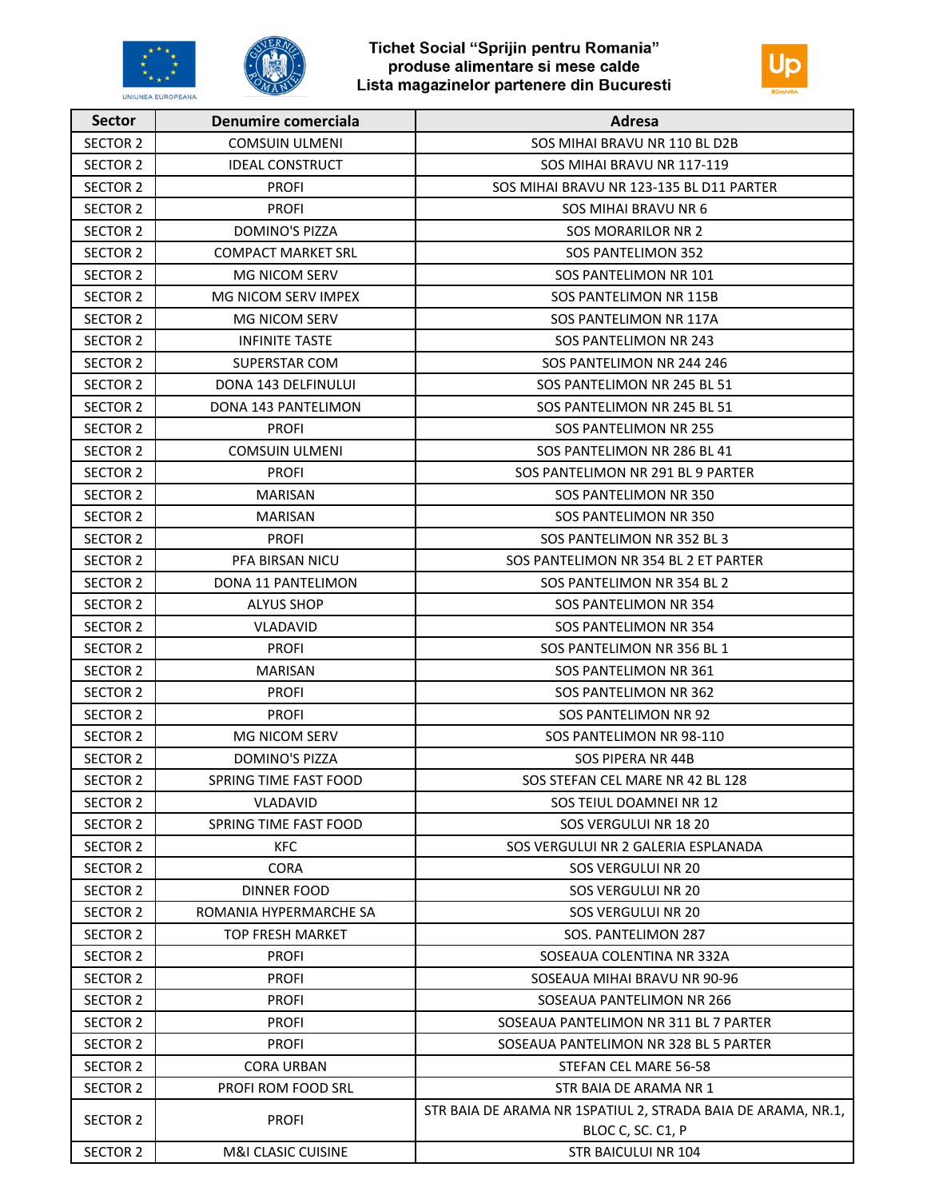Tichet Social "Sprijin pentru Romania"
produse alimentare si mese calde
Lista magazinelor partenere din Bucuresti

| Sector | Denumire comerciala | Adresa |
|---|---|---|
| SECTOR 2 | COMSUIN ULMENI | SOS MIHAI BRAVU NR 110 BL D2B |
| SECTOR 2 | IDEAL CONSTRUCT | SOS MIHAI BRAVU NR 117-119 |
| SECTOR 2 | PROFI | SOS MIHAI BRAVU NR 123-135 BL D11 PARTER |
| SECTOR 2 | PROFI | SOS MIHAI BRAVU NR 6 |
| SECTOR 2 | DOMINO'S PIZZA | SOS MORARILOR NR 2 |
| SECTOR 2 | COMPACT MARKET SRL | SOS PANTELIMON 352 |
| SECTOR 2 | MG NICOM SERV | SOS PANTELIMON NR 101 |
| SECTOR 2 | MG NICOM SERV IMPEX | SOS PANTELIMON NR 115B |
| SECTOR 2 | MG NICOM SERV | SOS PANTELIMON NR 117A |
| SECTOR 2 | INFINITE TASTE | SOS PANTELIMON NR 243 |
| SECTOR 2 | SUPERSTAR COM | SOS PANTELIMON NR 244 246 |
| SECTOR 2 | DONA 143 DELFINULUI | SOS PANTELIMON NR 245 BL 51 |
| SECTOR 2 | DONA 143 PANTELIMON | SOS PANTELIMON NR 245 BL 51 |
| SECTOR 2 | PROFI | SOS PANTELIMON NR 255 |
| SECTOR 2 | COMSUIN ULMENI | SOS PANTELIMON NR 286 BL 41 |
| SECTOR 2 | PROFI | SOS PANTELIMON NR 291 BL 9 PARTER |
| SECTOR 2 | MARISAN | SOS PANTELIMON NR 350 |
| SECTOR 2 | MARISAN | SOS PANTELIMON NR 350 |
| SECTOR 2 | PROFI | SOS PANTELIMON NR 352 BL 3 |
| SECTOR 2 | PFA BIRSAN NICU | SOS PANTELIMON NR 354 BL 2 ET PARTER |
| SECTOR 2 | DONA 11 PANTELIMON | SOS PANTELIMON NR 354 BL 2 |
| SECTOR 2 | ALYUS SHOP | SOS PANTELIMON NR 354 |
| SECTOR 2 | VLADAVID | SOS PANTELIMON NR 354 |
| SECTOR 2 | PROFI | SOS PANTELIMON NR 356 BL 1 |
| SECTOR 2 | MARISAN | SOS PANTELIMON NR 361 |
| SECTOR 2 | PROFI | SOS PANTELIMON NR 362 |
| SECTOR 2 | PROFI | SOS PANTELIMON NR 92 |
| SECTOR 2 | MG NICOM SERV | SOS PANTELIMON NR 98-110 |
| SECTOR 2 | DOMINO'S PIZZA | SOS PIPERA NR 44B |
| SECTOR 2 | SPRING TIME FAST FOOD | SOS STEFAN CEL MARE NR 42 BL 128 |
| SECTOR 2 | VLADAVID | SOS TEIUL DOAMNEI NR 12 |
| SECTOR 2 | SPRING TIME FAST FOOD | SOS VERGULUI NR 18 20 |
| SECTOR 2 | KFC | SOS VERGULUI NR 2 GALERIA ESPLANADA |
| SECTOR 2 | CORA | SOS VERGULUI NR 20 |
| SECTOR 2 | DINNER FOOD | SOS VERGULUI NR 20 |
| SECTOR 2 | ROMANIA HYPERMARCHE SA | SOS VERGULUI NR 20 |
| SECTOR 2 | TOP FRESH MARKET | SOS. PANTELIMON 287 |
| SECTOR 2 | PROFI | SOSEAUA COLENTINA NR 332A |
| SECTOR 2 | PROFI | SOSEAUA MIHAI BRAVU NR 90-96 |
| SECTOR 2 | PROFI | SOSEAUA PANTELIMON NR 266 |
| SECTOR 2 | PROFI | SOSEAUA PANTELIMON NR 311 BL 7 PARTER |
| SECTOR 2 | PROFI | SOSEAUA PANTELIMON NR 328 BL 5 PARTER |
| SECTOR 2 | CORA URBAN | STEFAN CEL MARE 56-58 |
| SECTOR 2 | PROFI ROM FOOD SRL | STR BAIA DE ARAMA NR 1 |
| SECTOR 2 | PROFI | STR BAIA DE ARAMA NR 1SPATIUL 2, STRADA BAIA DE ARAMA, NR.1, BLOC C, SC. C1, P |
| SECTOR 2 | M&I CLASIC CUISINE | STR BAICULUI NR 104 |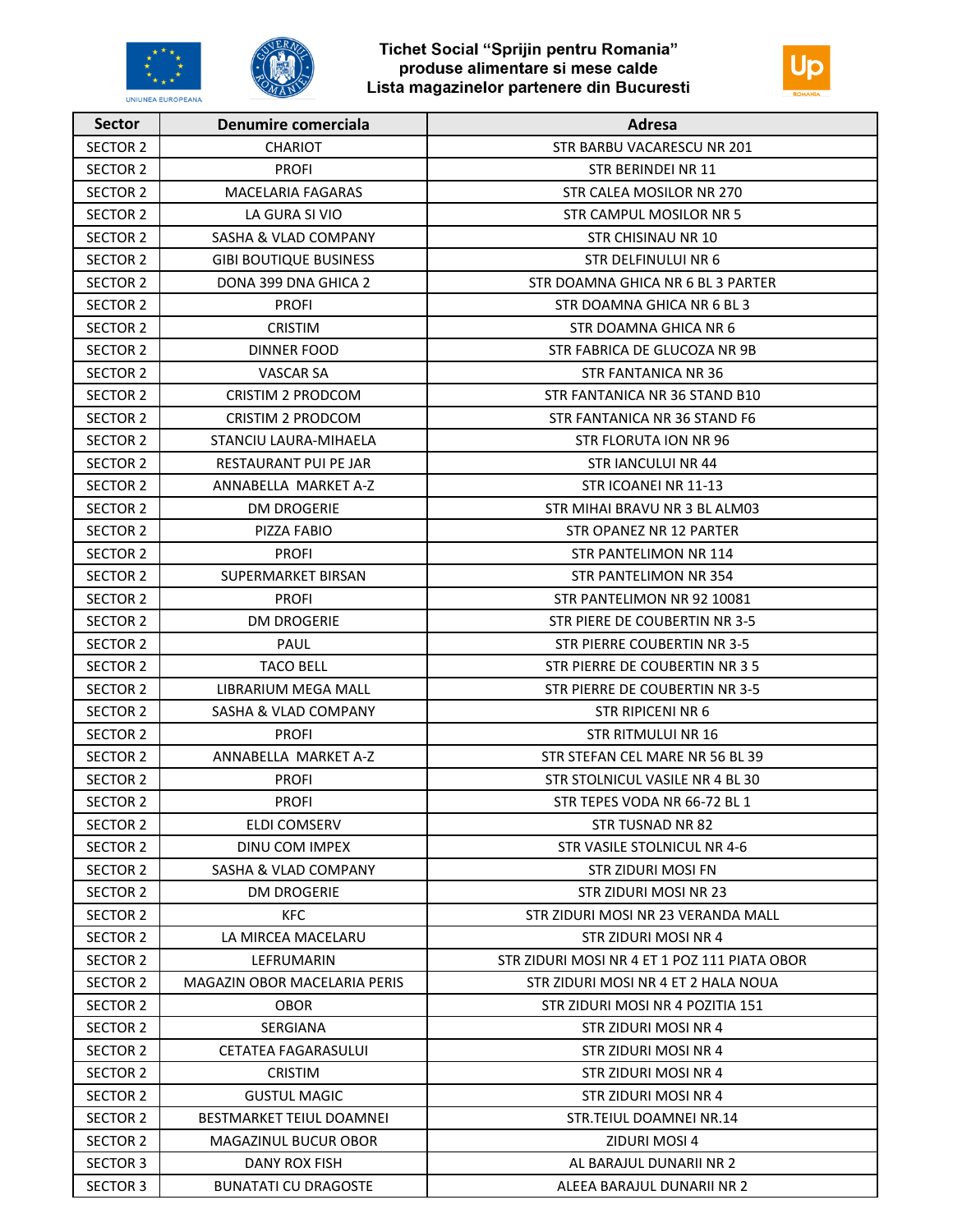**Tichet Social "Sprijin pentru Romania"**
**produse alimentare si mese calde**
**Lista magazinelor partenere din Bucuresti**

| Sector | Denumire comerciala | Adresa |
|---|---|---|
| SECTOR 2 | CHARIOT | STR BARBU VACARESCU NR 201 |
| SECTOR 2 | PROFI | STR BERINDEI NR 11 |
| SECTOR 2 | MACELARIA FAGARAS | STR CALEA MOSILOR NR 270 |
| SECTOR 2 | LA GURA SI VIO | STR CAMPUL MOSILOR NR 5 |
| SECTOR 2 | SASHA & VLAD COMPANY | STR CHISINAU NR 10 |
| SECTOR 2 | GIBI BOUTIQUE BUSINESS | STR DELFINULUI NR 6 |
| SECTOR 2 | DONA 399 DNA GHICA 2 | STR DOAMNA GHICA NR 6 BL 3 PARTER |
| SECTOR 2 | PROFI | STR DOAMNA GHICA NR 6 BL 3 |
| SECTOR 2 | CRISTIM | STR DOAMNA GHICA NR 6 |
| SECTOR 2 | DINNER FOOD | STR FABRICA DE GLUCOZA NR 9B |
| SECTOR 2 | VASCAR SA | STR FANTANICA NR 36 |
| SECTOR 2 | CRISTIM 2 PRODCOM | STR FANTANICA NR 36 STAND B10 |
| SECTOR 2 | CRISTIM 2 PRODCOM | STR FANTANICA NR 36 STAND F6 |
| SECTOR 2 | STANCIU LAURA-MIHAELA | STR FLORUTA ION NR 96 |
| SECTOR 2 | RESTAURANT PUI PE JAR | STR IANCULUI NR 44 |
| SECTOR 2 | ANNABELLA MARKET A-Z | STR ICOANEI NR 11-13 |
| SECTOR 2 | DM DROGERIE | STR MIHAI BRAVU NR 3 BL ALM03 |
| SECTOR 2 | PIZZA FABIO | STR OPANEZ NR 12 PARTER |
| SECTOR 2 | PROFI | STR PANTELIMON NR 114 |
| SECTOR 2 | SUPERMARKET BIRSAN | STR PANTELIMON NR 354 |
| SECTOR 2 | PROFI | STR PANTELIMON NR 92 10081 |
| SECTOR 2 | DM DROGERIE | STR PIERE DE COUBERTIN NR 3-5 |
| SECTOR 2 | PAUL | STR PIERRE COUBERTIN NR 3-5 |
| SECTOR 2 | TACO BELL | STR PIERRE DE COUBERTIN NR 3 5 |
| SECTOR 2 | LIBRARIUM MEGA MALL | STR PIERRE DE COUBERTIN NR 3-5 |
| SECTOR 2 | SASHA & VLAD COMPANY | STR RIPICENI NR 6 |
| SECTOR 2 | PROFI | STR RITMULUI NR 16 |
| SECTOR 2 | ANNABELLA MARKET A-Z | STR STEFAN CEL MARE NR 56 BL 39 |
| SECTOR 2 | PROFI | STR STOLNICUL VASILE NR 4 BL 30 |
| SECTOR 2 | PROFI | STR TEPES VODA NR 66-72 BL 1 |
| SECTOR 2 | ELDI COMSERV | STR TUSNAD NR 82 |
| SECTOR 2 | DINU COM IMPEX | STR VASILE STOLNICUL NR 4-6 |
| SECTOR 2 | SASHA & VLAD COMPANY | STR ZIDURI MOSI FN |
| SECTOR 2 | DM DROGERIE | STR ZIDURI MOSI NR 23 |
| SECTOR 2 | KFC | STR ZIDURI MOSI NR 23 VERANDA MALL |
| SECTOR 2 | LA MIRCEA MACELARU | STR ZIDURI MOSI NR 4 |
| SECTOR 2 | LEFRUMARIN | STR ZIDURI MOSI NR 4 ET 1 POZ 111 PIATA OBOR |
| SECTOR 2 | MAGAZIN OBOR MACELARIA PERIS | STR ZIDURI MOSI NR 4 ET 2 HALA NOUA |
| SECTOR 2 | OBOR | STR ZIDURI MOSI NR 4 POZITIA 151 |
| SECTOR 2 | SERGIANA | STR ZIDURI MOSI NR 4 |
| SECTOR 2 | CETATEA FAGARASULUI | STR ZIDURI MOSI NR 4 |
| SECTOR 2 | CRISTIM | STR ZIDURI MOSI NR 4 |
| SECTOR 2 | GUSTUL MAGIC | STR ZIDURI MOSI NR 4 |
| SECTOR 2 | BESTMARKET TEIUL DOAMNEI | STR.TEIUL DOAMNEI NR.14 |
| SECTOR 2 | MAGAZINUL BUCUR OBOR | ZIDURI MOSI 4 |
| SECTOR 3 | DANY ROX FISH | AL BARAJUL DUNARII NR 2 |
| SECTOR 3 | BUNATATI CU DRAGOSTE | ALEEA BARAJUL DUNARII NR 2 |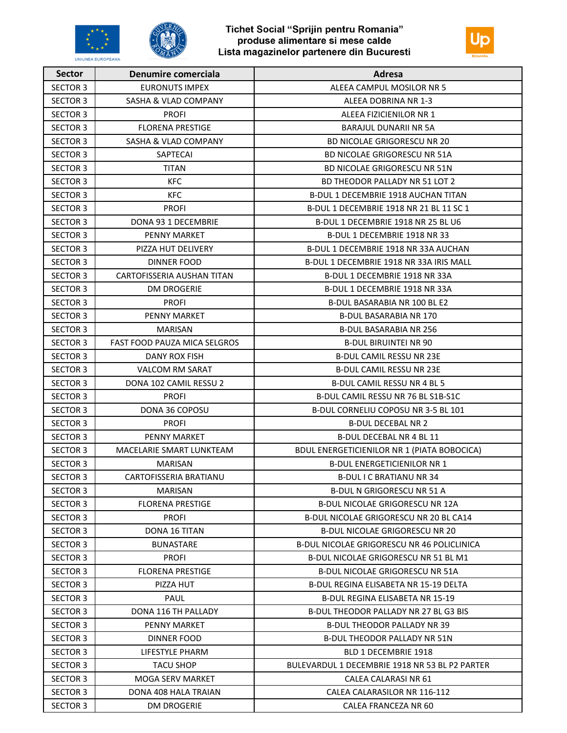# Tichet Social "Sprijin pentru Romania"
## produse alimentare si mese calde
## Lista magazinelor partenere din Bucuresti

| Sector | Denumire comerciala | Adresa |
|---|---|---|
| SECTOR 3 | EURONUTS IMPEX | ALEEA CAMPUL MOSILOR NR 5 |
| SECTOR 3 | SASHA & VLAD COMPANY | ALEEA DOBRINA NR 1-3 |
| SECTOR 3 | PROFI | ALEEA FIZICIENILOR NR 1 |
| SECTOR 3 | FLORENA PRESTIGE | BARAJUL DUNARII NR 5A |
| SECTOR 3 | SASHA & VLAD COMPANY | BD NICOLAE GRIGORESCU NR 20 |
| SECTOR 3 | SAPTECAI | BD NICOLAE GRIGORESCU NR 51A |
| SECTOR 3 | TITAN | BD NICOLAE GRIGORESCU NR 51N |
| SECTOR 3 | KFC | BD THEODOR PALLADY NR 51 LOT 2 |
| SECTOR 3 | KFC | B-DUL 1 DECEMBRIE 1918 AUCHAN TITAN |
| SECTOR 3 | PROFI | B-DUL 1 DECEMBRIE 1918 NR 21 BL 11 SC 1 |
| SECTOR 3 | DONA 93 1 DECEMBRIE | B-DUL 1 DECEMBRIE 1918 NR 25 BL U6 |
| SECTOR 3 | PENNY MARKET | B-DUL 1 DECEMBRIE 1918 NR 33 |
| SECTOR 3 | PIZZA HUT DELIVERY | B-DUL 1 DECEMBRIE 1918 NR 33A AUCHAN |
| SECTOR 3 | DINNER FOOD | B-DUL 1 DECEMBRIE 1918 NR 33A IRIS MALL |
| SECTOR 3 | CARTOFISSERIA AUSHAN TITAN | B-DUL 1 DECEMBRIE 1918 NR 33A |
| SECTOR 3 | DM DROGERIE | B-DUL 1 DECEMBRIE 1918 NR 33A |
| SECTOR 3 | PROFI | B-DUL BASARABIA NR 100 BL E2 |
| SECTOR 3 | PENNY MARKET | B-DUL BASARABIA NR 170 |
| SECTOR 3 | MARISAN | B-DUL BASARABIA NR 256 |
| SECTOR 3 | FAST FOOD PAUZA MICA SELGROS | B-DUL BIRUINTEI NR 90 |
| SECTOR 3 | DANY ROX FISH | B-DUL CAMIL RESSU NR 23E |
| SECTOR 3 | VALCOM RM SARAT | B-DUL CAMIL RESSU NR 23E |
| SECTOR 3 | DONA 102 CAMIL RESSU 2 | B-DUL CAMIL RESSU NR 4 BL 5 |
| SECTOR 3 | PROFI | B-DUL CAMIL RESSU NR 76 BL S1B-S1C |
| SECTOR 3 | DONA 36 COPOSU | B-DUL CORNELIU COPOSU NR 3-5 BL 101 |
| SECTOR 3 | PROFI | B-DUL DECEBAL NR 2 |
| SECTOR 3 | PENNY MARKET | B-DUL DECEBAL NR 4 BL 11 |
| SECTOR 3 | MACELARIE SMART LUNKTEAM | BDUL ENERGETICIENILOR NR 1 (PIATA BOBOCICA) |
| SECTOR 3 | MARISAN | B-DUL ENERGETICIENILOR NR 1 |
| SECTOR 3 | CARTOFISSERIA BRATIANU | B-DUL I C BRATIANU NR 34 |
| SECTOR 3 | MARISAN | B-DUL N GRIGORESCU NR 51 A |
| SECTOR 3 | FLORENA PRESTIGE | B-DUL NICOLAE GRIGORESCU NR 12A |
| SECTOR 3 | PROFI | B-DUL NICOLAE GRIGORESCU NR 20 BL CA14 |
| SECTOR 3 | DONA 16 TITAN | B-DUL NICOLAE GRIGORESCU NR 20 |
| SECTOR 3 | BUNASTARE | B-DUL NICOLAE GRIGORESCU NR 46 POLICLINICA |
| SECTOR 3 | PROFI | B-DUL NICOLAE GRIGORESCU NR 51 BL M1 |
| SECTOR 3 | FLORENA PRESTIGE | B-DUL NICOLAE GRIGORESCU NR 51A |
| SECTOR 3 | PIZZA HUT | B-DUL REGINA ELISABETA NR 15-19 DELTA |
| SECTOR 3 | PAUL | B-DUL REGINA ELISABETA NR 15-19 |
| SECTOR 3 | DONA 116 TH PALLADY | B-DUL THEODOR PALLADY NR 27 BL G3 BIS |
| SECTOR 3 | PENNY MARKET | B-DUL THEODOR PALLADY NR 39 |
| SECTOR 3 | DINNER FOOD | B-DUL THEODOR PALLADY NR 51N |
| SECTOR 3 | LIFESTYLE PHARM | BLD 1 DECEMBRIE 1918 |
| SECTOR 3 | TACU SHOP | BULEVARDUL 1 DECEMBRIE 1918 NR 53 BL P2 PARTER |
| SECTOR 3 | MOGA SERV MARKET | CALEA CALARASI NR 61 |
| SECTOR 3 | DONA 408 HALA TRAIAN | CALEA CALARASILOR NR 116-112 |
| SECTOR 3 | DM DROGERIE | CALEA FRANCEZA NR 60 |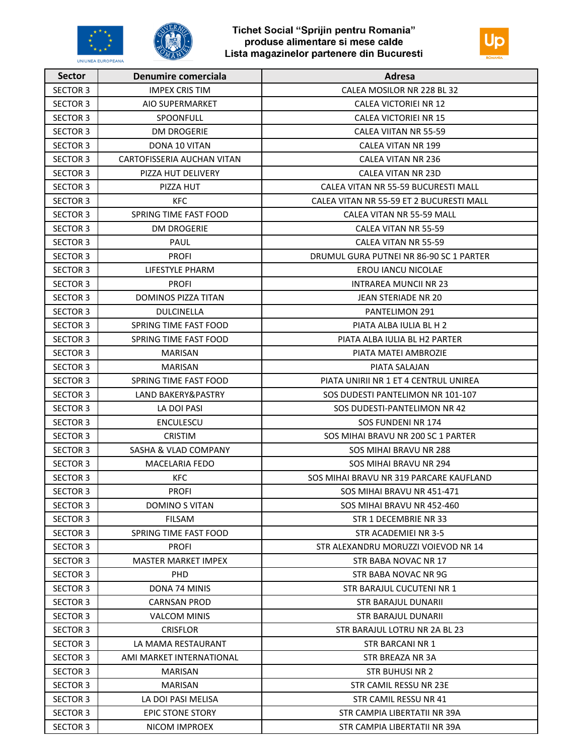Tichet Social "Sprijin pentru Romania"
produse alimentare si mese calde
Lista magazinelor partenere din Bucuresti

| Sector | Denumire comerciala | Adresa |
|---|---|---|
| SECTOR 3 | IMPEX CRIS TIM | CALEA MOSILOR NR 228 BL 32 |
| SECTOR 3 | AIO SUPERMARKET | CALEA VICTORIEI NR 12 |
| SECTOR 3 | SPOONFULL | CALEA VICTORIEI NR 15 |
| SECTOR 3 | DM DROGERIE | CALEA VIITAN NR 55-59 |
| SECTOR 3 | DONA 10 VITAN | CALEA VITAN NR 199 |
| SECTOR 3 | CARTOFISSERIA AUCHAN VITAN | CALEA VITAN NR 236 |
| SECTOR 3 | PIZZA HUT DELIVERY | CALEA VITAN NR 23D |
| SECTOR 3 | PIZZA HUT | CALEA VITAN NR 55-59 BUCURESTI MALL |
| SECTOR 3 | KFC | CALEA VITAN NR 55-59 ET 2 BUCURESTI MALL |
| SECTOR 3 | SPRING TIME FAST FOOD | CALEA VITAN NR 55-59 MALL |
| SECTOR 3 | DM DROGERIE | CALEA VITAN NR 55-59 |
| SECTOR 3 | PAUL | CALEA VITAN NR 55-59 |
| SECTOR 3 | PROFI | DRUMUL GURA PUTNEI NR 86-90 SC 1 PARTER |
| SECTOR 3 | LIFESTYLE PHARM | EROU IANCU NICOLAE |
| SECTOR 3 | PROFI | INTRAREA MUNCII NR 23 |
| SECTOR 3 | DOMINOS PIZZA TITAN | JEAN STERIADE NR 20 |
| SECTOR 3 | DULCINELLA | PANTELIMON 291 |
| SECTOR 3 | SPRING TIME FAST FOOD | PIATA ALBA IULIA BL H 2 |
| SECTOR 3 | SPRING TIME FAST FOOD | PIATA ALBA IULIA BL H2 PARTER |
| SECTOR 3 | MARISAN | PIATA MATEI AMBROZIE |
| SECTOR 3 | MARISAN | PIATA SALAJAN |
| SECTOR 3 | SPRING TIME FAST FOOD | PIATA UNIRII NR 1 ET 4 CENTRUL UNIREA |
| SECTOR 3 | LAND BAKERY&PASTRY | SOS DUDESTI PANTELIMON NR 101-107 |
| SECTOR 3 | LA DOI PASI | SOS DUDESTI-PANTELIMON NR 42 |
| SECTOR 3 | ENCULESCU | SOS FUNDENI NR 174 |
| SECTOR 3 | CRISTIM | SOS MIHAI BRAVU NR 200 SC 1 PARTER |
| SECTOR 3 | SASHA & VLAD COMPANY | SOS MIHAI BRAVU NR 288 |
| SECTOR 3 | MACELARIA FEDO | SOS MIHAI BRAVU NR 294 |
| SECTOR 3 | KFC | SOS MIHAI BRAVU NR 319 PARCARE KAUFLAND |
| SECTOR 3 | PROFI | SOS MIHAI BRAVU NR 451-471 |
| SECTOR 3 | DOMINO S VITAN | SOS MIHAI BRAVU NR 452-460 |
| SECTOR 3 | FILSAM | STR 1 DECEMBRIE NR 33 |
| SECTOR 3 | SPRING TIME FAST FOOD | STR ACADEMIEI NR 3-5 |
| SECTOR 3 | PROFI | STR ALEXANDRU MORUZZI VOIEVOD NR 14 |
| SECTOR 3 | MASTER MARKET IMPEX | STR BABA NOVAC NR 17 |
| SECTOR 3 | PHD | STR BABA NOVAC NR 9G |
| SECTOR 3 | DONA 74 MINIS | STR BARAJUL CUCUTENI NR 1 |
| SECTOR 3 | CARNSAN PROD | STR BARAJUL DUNARII |
| SECTOR 3 | VALCOM MINIS | STR BARAJUL DUNARII |
| SECTOR 3 | CRISFLOR | STR BARAJUL LOTRU NR 2A BL 23 |
| SECTOR 3 | LA MAMA RESTAURANT | STR BARCANI NR 1 |
| SECTOR 3 | AMI MARKET INTERNATIONAL | STR BREAZA NR 3A |
| SECTOR 3 | MARISAN | STR BUHUSI NR 2 |
| SECTOR 3 | MARISAN | STR CAMIL RESSU NR 23E |
| SECTOR 3 | LA DOI PASI MELISA | STR CAMIL RESSU NR 41 |
| SECTOR 3 | EPIC STONE STORY | STR CAMPIA LIBERTATII NR 39A |
| SECTOR 3 | NICOM IMPROEX | STR CAMPIA LIBERTATII NR 39A |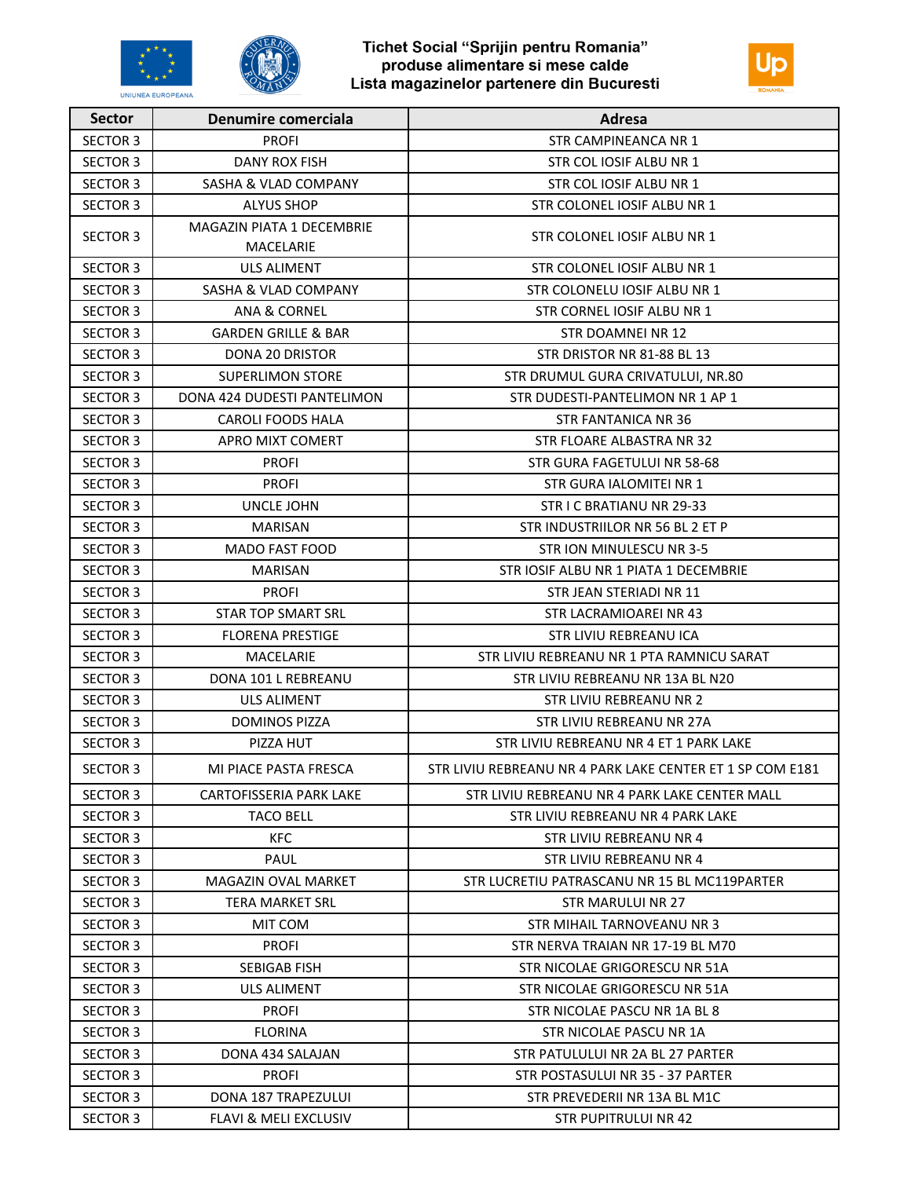# Tichet Social "Sprijin pentru Romania"
# produse alimentare si mese calde
# Lista magazinelor partenere din Bucuresti

| Sector | Denumire comerciala | Adresa |
|---|---|---|
| SECTOR 3 | PROFI | STR CAMPINEANCA NR 1 |
| SECTOR 3 | DANY ROX FISH | STR COL IOSIF ALBU NR 1 |
| SECTOR 3 | SASHA & VLAD COMPANY | STR COL IOSIF ALBU NR 1 |
| SECTOR 3 | ALYUS SHOP | STR COLONEL IOSIF ALBU NR 1 |
| SECTOR 3 | MAGAZIN PIATA 1 DECEMBRIE MACELARIE | STR COLONEL IOSIF ALBU NR 1 |
| SECTOR 3 | ULS ALIMENT | STR COLONEL IOSIF ALBU NR 1 |
| SECTOR 3 | SASHA & VLAD COMPANY | STR COLONELU IOSIF ALBU NR 1 |
| SECTOR 3 | ANA & CORNEL | STR CORNEL IOSIF ALBU NR 1 |
| SECTOR 3 | GARDEN GRILLE & BAR | STR DOAMNEI NR 12 |
| SECTOR 3 | DONA 20 DRISTOR | STR DRISTOR NR 81-88 BL 13 |
| SECTOR 3 | SUPERLIMON STORE | STR DRUMUL GURA CRIVATULUI, NR.80 |
| SECTOR 3 | DONA 424 DUDESTI PANTELIMON | STR DUDESTI-PANTELIMON NR 1 AP 1 |
| SECTOR 3 | CAROLI FOODS HALA | STR FANTANICA NR 36 |
| SECTOR 3 | APRO MIXT COMERT | STR FLOARE ALBASTRA NR 32 |
| SECTOR 3 | PROFI | STR GURA FAGETULUI NR 58-68 |
| SECTOR 3 | PROFI | STR GURA IALOMITEI NR 1 |
| SECTOR 3 | UNCLE JOHN | STR I C BRATIANU NR 29-33 |
| SECTOR 3 | MARISAN | STR INDUSTRIILOR NR 56 BL 2 ET P |
| SECTOR 3 | MADO FAST FOOD | STR ION MINULESCU NR 3-5 |
| SECTOR 3 | MARISAN | STR IOSIF ALBU NR 1 PIATA 1 DECEMBRIE |
| SECTOR 3 | PROFI | STR JEAN STERIADI NR 11 |
| SECTOR 3 | STAR TOP SMART SRL | STR LACRAMIOAREI NR 43 |
| SECTOR 3 | FLORENA PRESTIGE | STR LIVIU REBREANU ICA |
| SECTOR 3 | MACELARIE | STR LIVIU REBREANU NR 1 PTA RAMNICU SARAT |
| SECTOR 3 | DONA 101 L REBREANU | STR LIVIU REBREANU NR 13A BL N20 |
| SECTOR 3 | ULS ALIMENT | STR LIVIU REBREANU NR 2 |
| SECTOR 3 | DOMINOS PIZZA | STR LIVIU REBREANU NR 27A |
| SECTOR 3 | PIZZA HUT | STR LIVIU REBREANU NR 4 ET 1 PARK LAKE |
| SECTOR 3 | MI PIACE PASTA FRESCA | STR LIVIU REBREANU NR 4 PARK LAKE CENTER ET 1 SP COM E181 |
| SECTOR 3 | CARTOFISSERIA PARK LAKE | STR LIVIU REBREANU NR 4 PARK LAKE CENTER MALL |
| SECTOR 3 | TACO BELL | STR LIVIU REBREANU NR 4 PARK LAKE |
| SECTOR 3 | KFC | STR LIVIU REBREANU NR 4 |
| SECTOR 3 | PAUL | STR LIVIU REBREANU NR 4 |
| SECTOR 3 | MAGAZIN OVAL MARKET | STR LUCRETIU PATRASCANU NR 15 BL MC119PARTER |
| SECTOR 3 | TERA MARKET SRL | STR MARULUI NR 27 |
| SECTOR 3 | MIT COM | STR MIHAIL TARNOVEANU NR 3 |
| SECTOR 3 | PROFI | STR NERVA TRAIAN NR 17-19 BL M70 |
| SECTOR 3 | SEBIGAB FISH | STR NICOLAE GRIGORESCU NR 51A |
| SECTOR 3 | ULS ALIMENT | STR NICOLAE GRIGORESCU NR 51A |
| SECTOR 3 | PROFI | STR NICOLAE PASCU NR 1A BL 8 |
| SECTOR 3 | FLORINA | STR NICOLAE PASCU NR 1A |
| SECTOR 3 | DONA 434 SALAJAN | STR PATULULUI NR 2A BL 27 PARTER |
| SECTOR 3 | PROFI | STR POSTASULUI NR 35 - 37 PARTER |
| SECTOR 3 | DONA 187 TRAPEZULUI | STR PREVEDERII NR 13A BL M1C |
| SECTOR 3 | FLAVI & MELI EXCLUSIV | STR PUPITRULUI NR 42 |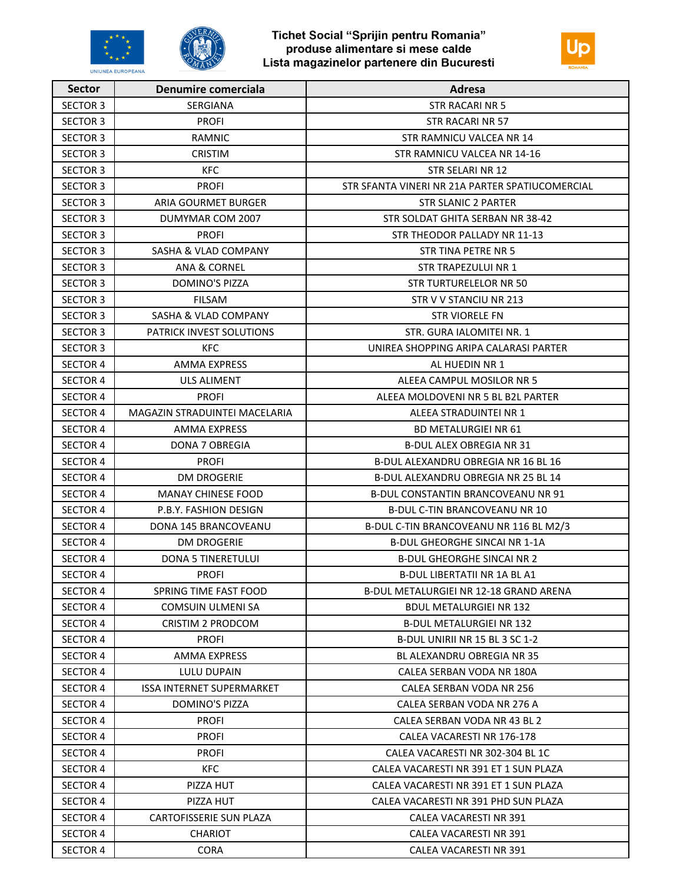Tichet Social "Sprijin pentru Romania"
produse alimentare si mese calde
Lista magazinelor partenere din Bucuresti

| Sector | Denumire comerciala | Adresa |
| --- | --- | --- |
| SECTOR 3 | SERGIANA | STR RACARI NR 5 |
| SECTOR 3 | PROFI | STR RACARI NR 57 |
| SECTOR 3 | RAMNIC | STR RAMNICU VALCEA NR 14 |
| SECTOR 3 | CRISTIM | STR RAMNICU VALCEA NR 14-16 |
| SECTOR 3 | KFC | STR SELARI NR 12 |
| SECTOR 3 | PROFI | STR SFANTA VINERI NR 21A PARTER SPATIUCOMERCIAL |
| SECTOR 3 | ARIA GOURMET BURGER | STR SLANIC 2 PARTER |
| SECTOR 3 | DUMYMAR COM 2007 | STR SOLDAT GHITA SERBAN NR 38-42 |
| SECTOR 3 | PROFI | STR THEODOR PALLADY NR 11-13 |
| SECTOR 3 | SASHA & VLAD COMPANY | STR TINA PETRE NR 5 |
| SECTOR 3 | ANA & CORNEL | STR TRAPEZULUI NR 1 |
| SECTOR 3 | DOMINO'S PIZZA | STR TURTURELELOR NR 50 |
| SECTOR 3 | FILSAM | STR V V STANCIU NR 213 |
| SECTOR 3 | SASHA & VLAD COMPANY | STR VIORELE FN |
| SECTOR 3 | PATRICK INVEST SOLUTIONS | STR. GURA IALOMITEI NR. 1 |
| SECTOR 3 | KFC | UNIREA SHOPPING ARIPA CALARASI PARTER |
| SECTOR 4 | AMMA EXPRESS | AL HUEDIN NR 1 |
| SECTOR 4 | ULS ALIMENT | ALEEA CAMPUL MOSILOR NR 5 |
| SECTOR 4 | PROFI | ALEEA MOLDOVENI NR 5 BL B2L PARTER |
| SECTOR 4 | MAGAZIN STRADUINTEI MACELARIA | ALEEA STRADUINTEI NR 1 |
| SECTOR 4 | AMMA EXPRESS | BD METALURGIEI NR 61 |
| SECTOR 4 | DONA 7 OBREGIA | B-DUL ALEX OBREGIA NR 31 |
| SECTOR 4 | PROFI | B-DUL ALEXANDRU OBREGIA NR 16 BL 16 |
| SECTOR 4 | DM DROGERIE | B-DUL ALEXANDRU OBREGIA NR 25 BL 14 |
| SECTOR 4 | MANAY CHINESE FOOD | B-DUL CONSTANTIN BRANCOVEANU NR 91 |
| SECTOR 4 | P.B.Y. FASHION DESIGN | B-DUL C-TIN BRANCOVEANU NR 10 |
| SECTOR 4 | DONA 145 BRANCOVEANU | B-DUL C-TIN BRANCOVEANU NR 116 BL M2/3 |
| SECTOR 4 | DM DROGERIE | B-DUL GHEORGHE SINCAI NR 1-1A |
| SECTOR 4 | DONA 5 TINERETULUI | B-DUL GHEORGHE SINCAI NR 2 |
| SECTOR 4 | PROFI | B-DUL LIBERTATII NR 1A BL A1 |
| SECTOR 4 | SPRING TIME FAST FOOD | B-DUL METALURGIEI NR 12-18 GRAND ARENA |
| SECTOR 4 | COMSUIN ULMENI SA | BDUL METALURGIEI NR 132 |
| SECTOR 4 | CRISTIM 2 PRODCOM | B-DUL METALURGIEI NR 132 |
| SECTOR 4 | PROFI | B-DUL UNIRII NR 15 BL 3 SC 1-2 |
| SECTOR 4 | AMMA EXPRESS | BL ALEXANDRU OBREGIA NR 35 |
| SECTOR 4 | LULU DUPAIN | CALEA SERBAN VODA NR 180A |
| SECTOR 4 | ISSA INTERNET SUPERMARKET | CALEA SERBAN VODA NR 256 |
| SECTOR 4 | DOMINO'S PIZZA | CALEA SERBAN VODA NR 276 A |
| SECTOR 4 | PROFI | CALEA SERBAN VODA NR 43 BL 2 |
| SECTOR 4 | PROFI | CALEA VACARESTI NR 176-178 |
| SECTOR 4 | PROFI | CALEA VACARESTI NR 302-304 BL 1C |
| SECTOR 4 | KFC | CALEA VACARESTI NR 391 ET 1 SUN PLAZA |
| SECTOR 4 | PIZZA HUT | CALEA VACARESTI NR 391 ET 1 SUN PLAZA |
| SECTOR 4 | PIZZA HUT | CALEA VACARESTI NR 391 PHD SUN PLAZA |
| SECTOR 4 | CARTOFISSERIE SUN PLAZA | CALEA VACARESTI NR 391 |
| SECTOR 4 | CHARIOT | CALEA VACARESTI NR 391 |
| SECTOR 4 | CORA | CALEA VACARESTI NR 391 |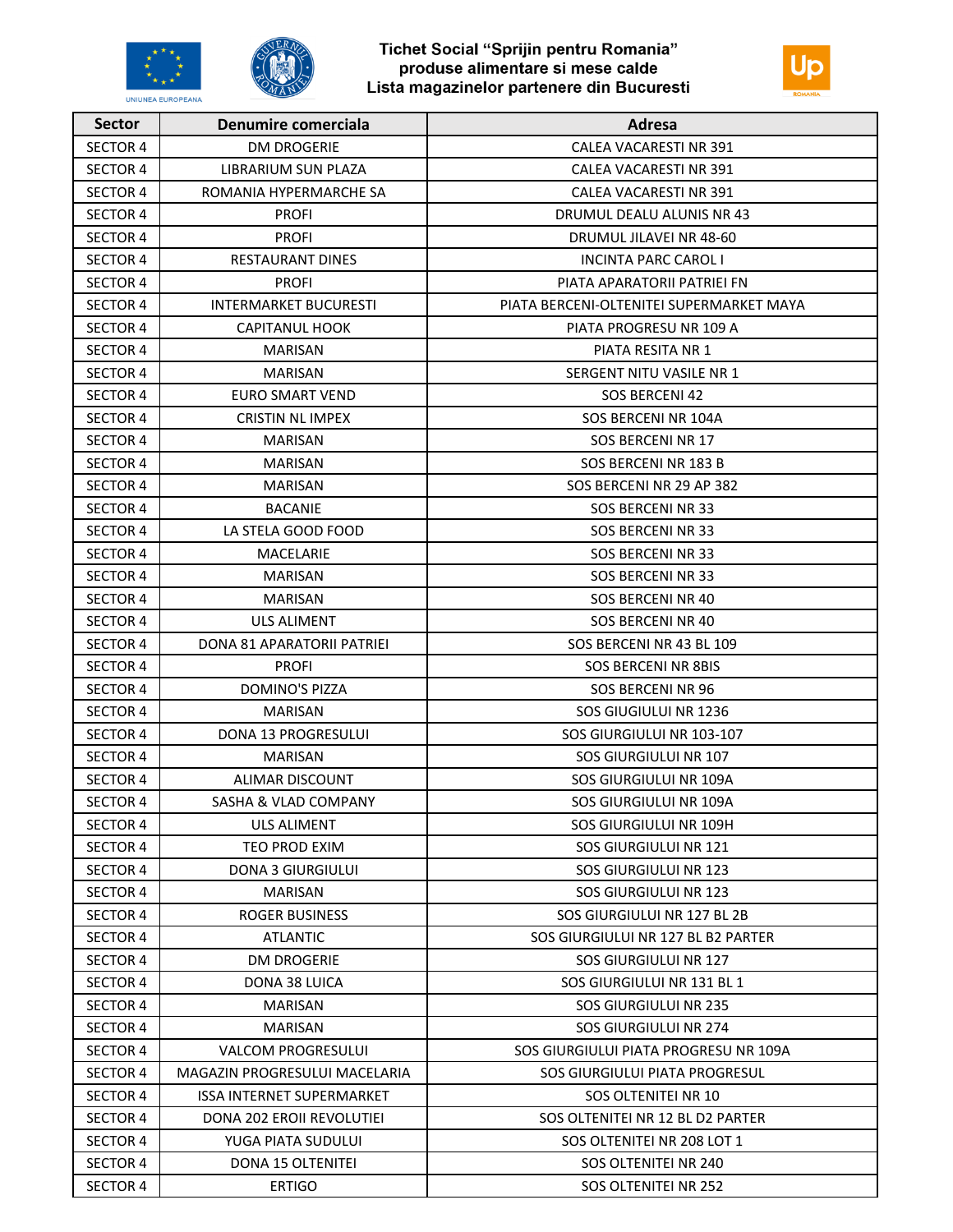Tichet Social "Sprijin pentru Romania"
produse alimentare si mese calde
Lista magazinelor partenere din Bucuresti

| Sector | Denumire comerciala | Adresa |
|---|---|---|
| SECTOR 4 | DM DROGERIE | CALEA VACARESTI NR 391 |
| SECTOR 4 | LIBRARIUM SUN PLAZA | CALEA VACARESTI NR 391 |
| SECTOR 4 | ROMANIA HYPERMARCHE SA | CALEA VACARESTI NR 391 |
| SECTOR 4 | PROFI | DRUMUL DEALU ALUNIS NR 43 |
| SECTOR 4 | PROFI | DRUMUL JILAVEI NR 48-60 |
| SECTOR 4 | RESTAURANT DINES | INCINTA PARC CAROL I |
| SECTOR 4 | PROFI | PIATA APARATORII PATRIEI FN |
| SECTOR 4 | INTERMARKET BUCURESTI | PIATA BERCENI-OLTENITEI SUPERMARKET MAYA |
| SECTOR 4 | CAPITANUL HOOK | PIATA PROGRESU NR 109 A |
| SECTOR 4 | MARISAN | PIATA RESITA NR 1 |
| SECTOR 4 | MARISAN | SERGENT NITU VASILE NR 1 |
| SECTOR 4 | EURO SMART VEND | SOS BERCENI 42 |
| SECTOR 4 | CRISTIN NL IMPEX | SOS BERCENI NR 104A |
| SECTOR 4 | MARISAN | SOS BERCENI NR 17 |
| SECTOR 4 | MARISAN | SOS BERCENI NR 183 B |
| SECTOR 4 | MARISAN | SOS BERCENI NR 29 AP 382 |
| SECTOR 4 | BACANIE | SOS BERCENI NR 33 |
| SECTOR 4 | LA STELA GOOD FOOD | SOS BERCENI NR 33 |
| SECTOR 4 | MACELARIE | SOS BERCENI NR 33 |
| SECTOR 4 | MARISAN | SOS BERCENI NR 33 |
| SECTOR 4 | MARISAN | SOS BERCENI NR 40 |
| SECTOR 4 | ULS ALIMENT | SOS BERCENI NR 40 |
| SECTOR 4 | DONA 81 APARATORII PATRIEI | SOS BERCENI NR 43 BL 109 |
| SECTOR 4 | PROFI | SOS BERCENI NR 8BIS |
| SECTOR 4 | DOMINO'S PIZZA | SOS BERCENI NR 96 |
| SECTOR 4 | MARISAN | SOS GIUGIULUI NR 1236 |
| SECTOR 4 | DONA 13 PROGRESULUI | SOS GIURGIULUI NR 103-107 |
| SECTOR 4 | MARISAN | SOS GIURGIULUI NR 107 |
| SECTOR 4 | ALIMAR DISCOUNT | SOS GIURGIULUI NR 109A |
| SECTOR 4 | SASHA & VLAD COMPANY | SOS GIURGIULUI NR 109A |
| SECTOR 4 | ULS ALIMENT | SOS GIURGIULUI NR 109H |
| SECTOR 4 | TEO PROD EXIM | SOS GIURGIULUI NR 121 |
| SECTOR 4 | DONA 3 GIURGIULUI | SOS GIURGIULUI NR 123 |
| SECTOR 4 | MARISAN | SOS GIURGIULUI NR 123 |
| SECTOR 4 | ROGER BUSINESS | SOS GIURGIULUI NR 127 BL 2B |
| SECTOR 4 | ATLANTIC | SOS GIURGIULUI NR 127 BL B2 PARTER |
| SECTOR 4 | DM DROGERIE | SOS GIURGIULUI NR 127 |
| SECTOR 4 | DONA 38 LUICA | SOS GIURGIULUI NR 131 BL 1 |
| SECTOR 4 | MARISAN | SOS GIURGIULUI NR 235 |
| SECTOR 4 | MARISAN | SOS GIURGIULUI NR 274 |
| SECTOR 4 | VALCOM PROGRESULUI | SOS GIURGIULUI PIATA PROGRESU NR 109A |
| SECTOR 4 | MAGAZIN PROGRESULUI MACELARIA | SOS GIURGIULUI PIATA PROGRESUL |
| SECTOR 4 | ISSA INTERNET SUPERMARKET | SOS OLTENITEI NR 10 |
| SECTOR 4 | DONA 202 EROII REVOLUTIEI | SOS OLTENITEI NR 12 BL D2 PARTER |
| SECTOR 4 | YUGA PIATA SUDULUI | SOS OLTENITEI NR 208 LOT 1 |
| SECTOR 4 | DONA 15 OLTENITEI | SOS OLTENITEI NR 240 |
| SECTOR 4 | ERTIGO | SOS OLTENITEI NR 252 |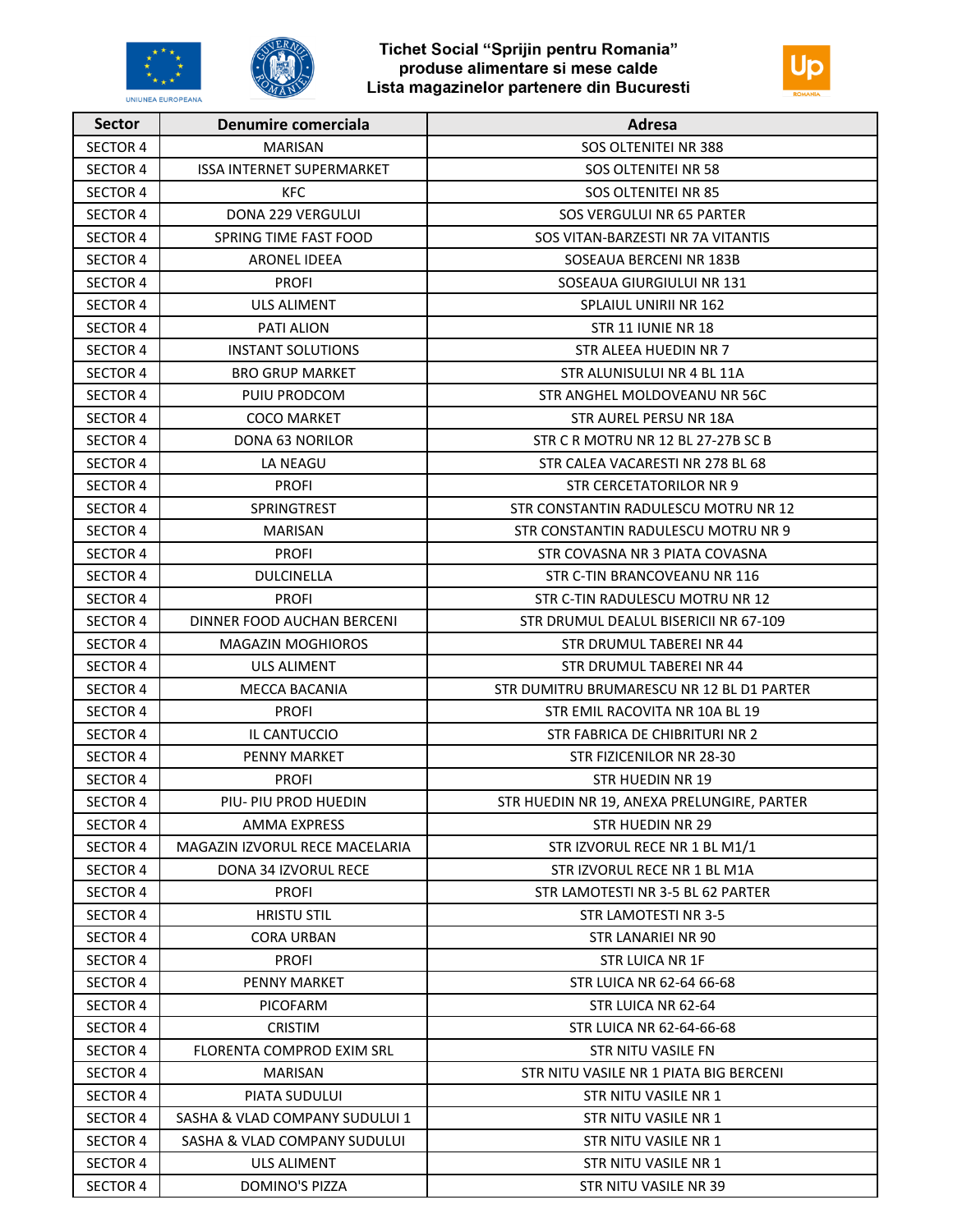# Tichet Social "Sprijin pentru Romania"
## produse alimentare si mese calde
## Lista magazinelor partenere din Bucuresti

| Sector | Denumire comerciala | Adresa |
|---|---|---|
| SECTOR 4 | MARISAN | SOS OLTENITEI NR 388 |
| SECTOR 4 | ISSA INTERNET SUPERMARKET | SOS OLTENITEI NR 58 |
| SECTOR 4 | KFC | SOS OLTENITEI NR 85 |
| SECTOR 4 | DONA 229 VERGULUI | SOS VERGULUI NR 65 PARTER |
| SECTOR 4 | SPRING TIME FAST FOOD | SOS VITAN-BARZESTI NR 7A VITANTIS |
| SECTOR 4 | ARONEL IDEEA | SOSEAUA BERCENI NR 183B |
| SECTOR 4 | PROFI | SOSEAUA GIURGIULUI NR 131 |
| SECTOR 4 | ULS ALIMENT | SPLAIUL UNIRII NR 162 |
| SECTOR 4 | PATI ALION | STR 11 IUNIE NR 18 |
| SECTOR 4 | INSTANT SOLUTIONS | STR ALEEA HUEDIN NR 7 |
| SECTOR 4 | BRO GRUP MARKET | STR ALUNISULUI NR 4 BL 11A |
| SECTOR 4 | PUIU PRODCOM | STR ANGHEL MOLDOVEANU NR 56C |
| SECTOR 4 | COCO MARKET | STR AUREL PERSU NR 18A |
| SECTOR 4 | DONA 63 NORILOR | STR C R MOTRU NR 12 BL 27-27B SC B |
| SECTOR 4 | LA NEAGU | STR CALEA VACARESTI NR 278 BL 68 |
| SECTOR 4 | PROFI | STR CERCETATORILOR NR 9 |
| SECTOR 4 | SPRINGTREST | STR CONSTANTIN RADULESCU MOTRU NR 12 |
| SECTOR 4 | MARISAN | STR CONSTANTIN RADULESCU MOTRU NR 9 |
| SECTOR 4 | PROFI | STR COVASNA NR 3 PIATA COVASNA |
| SECTOR 4 | DULCINELLA | STR C-TIN BRANCOVEANU NR 116 |
| SECTOR 4 | PROFI | STR C-TIN RADULESCU MOTRU NR 12 |
| SECTOR 4 | DINNER FOOD AUCHAN BERCENI | STR DRUMUL DEALUL BISERICII NR 67-109 |
| SECTOR 4 | MAGAZIN MOGHIOROS | STR DRUMUL TABEREI NR 44 |
| SECTOR 4 | ULS ALIMENT | STR DRUMUL TABEREI NR 44 |
| SECTOR 4 | MECCA BACANIA | STR DUMITRU BRUMARESCU NR 12 BL D1 PARTER |
| SECTOR 4 | PROFI | STR EMIL RACOVITA NR 10A BL 19 |
| SECTOR 4 | IL CANTUCCIO | STR FABRICA DE CHIBRITURI NR 2 |
| SECTOR 4 | PENNY MARKET | STR FIZICENILOR NR 28-30 |
| SECTOR 4 | PROFI | STR HUEDIN NR 19 |
| SECTOR 4 | PIU- PIU PROD HUEDIN | STR HUEDIN NR 19, ANEXA PRELUNGIRE, PARTER |
| SECTOR 4 | AMMA EXPRESS | STR HUEDIN NR 29 |
| SECTOR 4 | MAGAZIN IZVORUL RECE MACELARIA | STR IZVORUL RECE NR 1 BL M1/1 |
| SECTOR 4 | DONA 34 IZVORUL RECE | STR IZVORUL RECE NR 1 BL M1A |
| SECTOR 4 | PROFI | STR LAMOTESTI NR 3-5 BL 62 PARTER |
| SECTOR 4 | HRISTU STIL | STR LAMOTESTI NR 3-5 |
| SECTOR 4 | CORA URBAN | STR LANARIEI NR 90 |
| SECTOR 4 | PROFI | STR LUICA NR 1F |
| SECTOR 4 | PENNY MARKET | STR LUICA NR 62-64 66-68 |
| SECTOR 4 | PICOFARM | STR LUICA NR 62-64 |
| SECTOR 4 | CRISTIM | STR LUICA NR 62-64-66-68 |
| SECTOR 4 | FLORENTA COMPROD EXIM SRL | STR NITU VASILE FN |
| SECTOR 4 | MARISAN | STR NITU VASILE NR 1 PIATA BIG BERCENI |
| SECTOR 4 | PIATA SUDULUI | STR NITU VASILE NR 1 |
| SECTOR 4 | SASHA & VLAD COMPANY SUDULUI 1 | STR NITU VASILE NR 1 |
| SECTOR 4 | SASHA & VLAD COMPANY SUDULUI | STR NITU VASILE NR 1 |
| SECTOR 4 | ULS ALIMENT | STR NITU VASILE NR 1 |
| SECTOR 4 | DOMINO'S PIZZA | STR NITU VASILE NR 39 |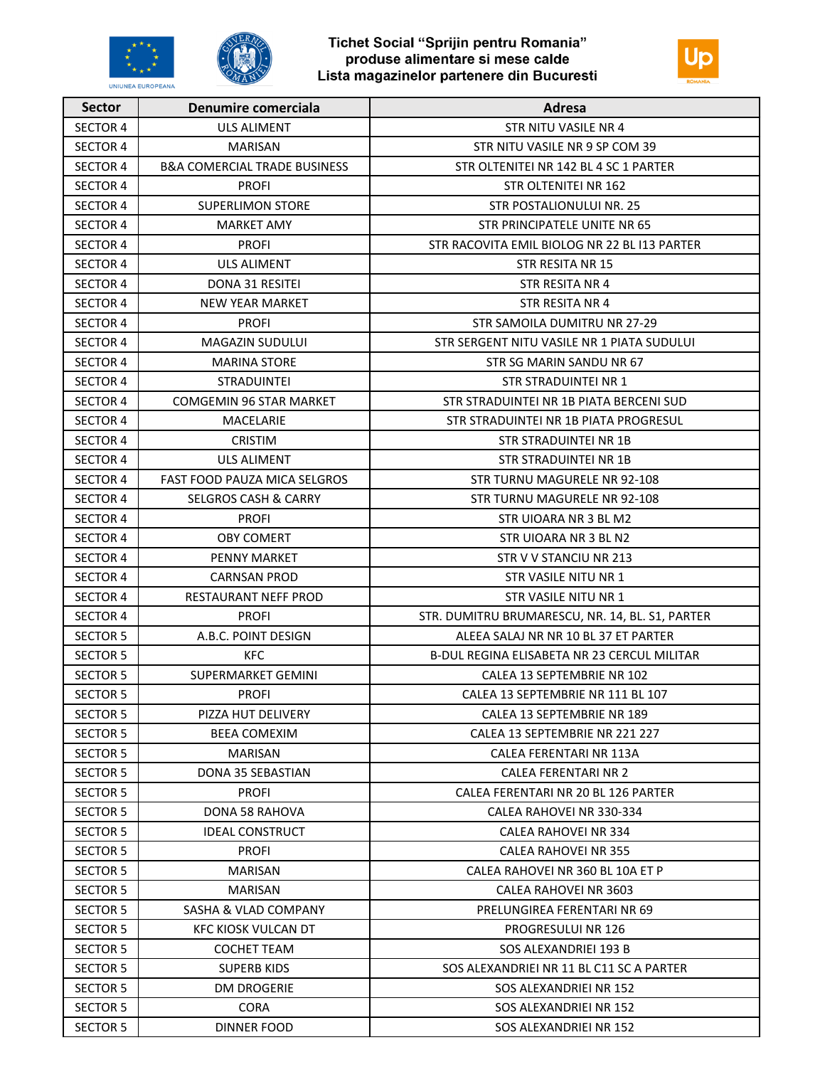Tichet Social "Sprijin pentru Romania"
produse alimentare si mese calde
Lista magazinelor partenere din Bucuresti

| Sector | Denumire comerciala | Adresa |
|---|---|---|
| SECTOR 4 | ULS ALIMENT | STR NITU VASILE NR 4 |
| SECTOR 4 | MARISAN | STR NITU VASILE NR 9 SP COM 39 |
| SECTOR 4 | B&A COMERCIAL TRADE BUSINESS | STR OLTENITEI NR 142 BL 4 SC 1 PARTER |
| SECTOR 4 | PROFI | STR OLTENITEI NR 162 |
| SECTOR 4 | SUPERLIMON STORE | STR POSTALIONULUI NR. 25 |
| SECTOR 4 | MARKET AMY | STR PRINCIPATELE UNITE NR 65 |
| SECTOR 4 | PROFI | STR RACOVITA EMIL BIOLOG NR 22 BL I13 PARTER |
| SECTOR 4 | ULS ALIMENT | STR RESITA NR 15 |
| SECTOR 4 | DONA 31 RESITEI | STR RESITA NR 4 |
| SECTOR 4 | NEW YEAR MARKET | STR RESITA NR 4 |
| SECTOR 4 | PROFI | STR SAMOILA DUMITRU NR 27-29 |
| SECTOR 4 | MAGAZIN SUDULUI | STR SERGENT NITU VASILE NR 1 PIATA SUDULUI |
| SECTOR 4 | MARINA STORE | STR SG MARIN SANDU NR 67 |
| SECTOR 4 | STRADUINTEI | STR STRADUINTEI NR 1 |
| SECTOR 4 | COMGEMIN 96 STAR MARKET | STR STRADUINTEI NR 1B PIATA BERCENI SUD |
| SECTOR 4 | MACELARIE | STR STRADUINTEI NR 1B PIATA PROGRESUL |
| SECTOR 4 | CRISTIM | STR STRADUINTEI NR 1B |
| SECTOR 4 | ULS ALIMENT | STR STRADUINTEI NR 1B |
| SECTOR 4 | FAST FOOD PAUZA MICA SELGROS | STR TURNU MAGURELE NR 92-108 |
| SECTOR 4 | SELGROS CASH & CARRY | STR TURNU MAGURELE NR 92-108 |
| SECTOR 4 | PROFI | STR UIOARA NR 3 BL M2 |
| SECTOR 4 | OBY COMERT | STR UIOARA NR 3 BL N2 |
| SECTOR 4 | PENNY MARKET | STR V V STANCIU NR 213 |
| SECTOR 4 | CARNSAN PROD | STR VASILE NITU NR 1 |
| SECTOR 4 | RESTAURANT NEFF PROD | STR VASILE NITU NR 1 |
| SECTOR 4 | PROFI | STR. DUMITRU BRUMARESCU, NR. 14, BL. S1, PARTER |
| SECTOR 5 | A.B.C. POINT DESIGN | ALEEA SALAJ NR NR 10 BL 37 ET PARTER |
| SECTOR 5 | KFC | B-DUL REGINA ELISABETA NR 23 CERCUL MILITAR |
| SECTOR 5 | SUPERMARKET GEMINI | CALEA 13 SEPTEMBRIE NR 102 |
| SECTOR 5 | PROFI | CALEA 13 SEPTEMBRIE NR 111 BL 107 |
| SECTOR 5 | PIZZA HUT DELIVERY | CALEA 13 SEPTEMBRIE NR 189 |
| SECTOR 5 | BEEA COMEXIM | CALEA 13 SEPTEMBRIE NR 221 227 |
| SECTOR 5 | MARISAN | CALEA FERENTARI NR 113A |
| SECTOR 5 | DONA 35 SEBASTIAN | CALEA FERENTARI NR 2 |
| SECTOR 5 | PROFI | CALEA FERENTARI NR 20 BL 126 PARTER |
| SECTOR 5 | DONA 58 RAHOVA | CALEA RAHOVEI NR 330-334 |
| SECTOR 5 | IDEAL CONSTRUCT | CALEA RAHOVEI NR 334 |
| SECTOR 5 | PROFI | CALEA RAHOVEI NR 355 |
| SECTOR 5 | MARISAN | CALEA RAHOVEI NR 360 BL 10A ET P |
| SECTOR 5 | MARISAN | CALEA RAHOVEI NR 3603 |
| SECTOR 5 | SASHA & VLAD COMPANY | PRELUNGIREA FERENTARI NR 69 |
| SECTOR 5 | KFC KIOSK VULCAN DT | PROGRESULUI NR 126 |
| SECTOR 5 | COCHET TEAM | SOS ALEXANDRIEI 193 B |
| SECTOR 5 | SUPERB KIDS | SOS ALEXANDRIEI NR 11 BL C11 SC A PARTER |
| SECTOR 5 | DM DROGERIE | SOS ALEXANDRIEI NR 152 |
| SECTOR 5 | CORA | SOS ALEXANDRIEI NR 152 |
| SECTOR 5 | DINNER FOOD | SOS ALEXANDRIEI NR 152 |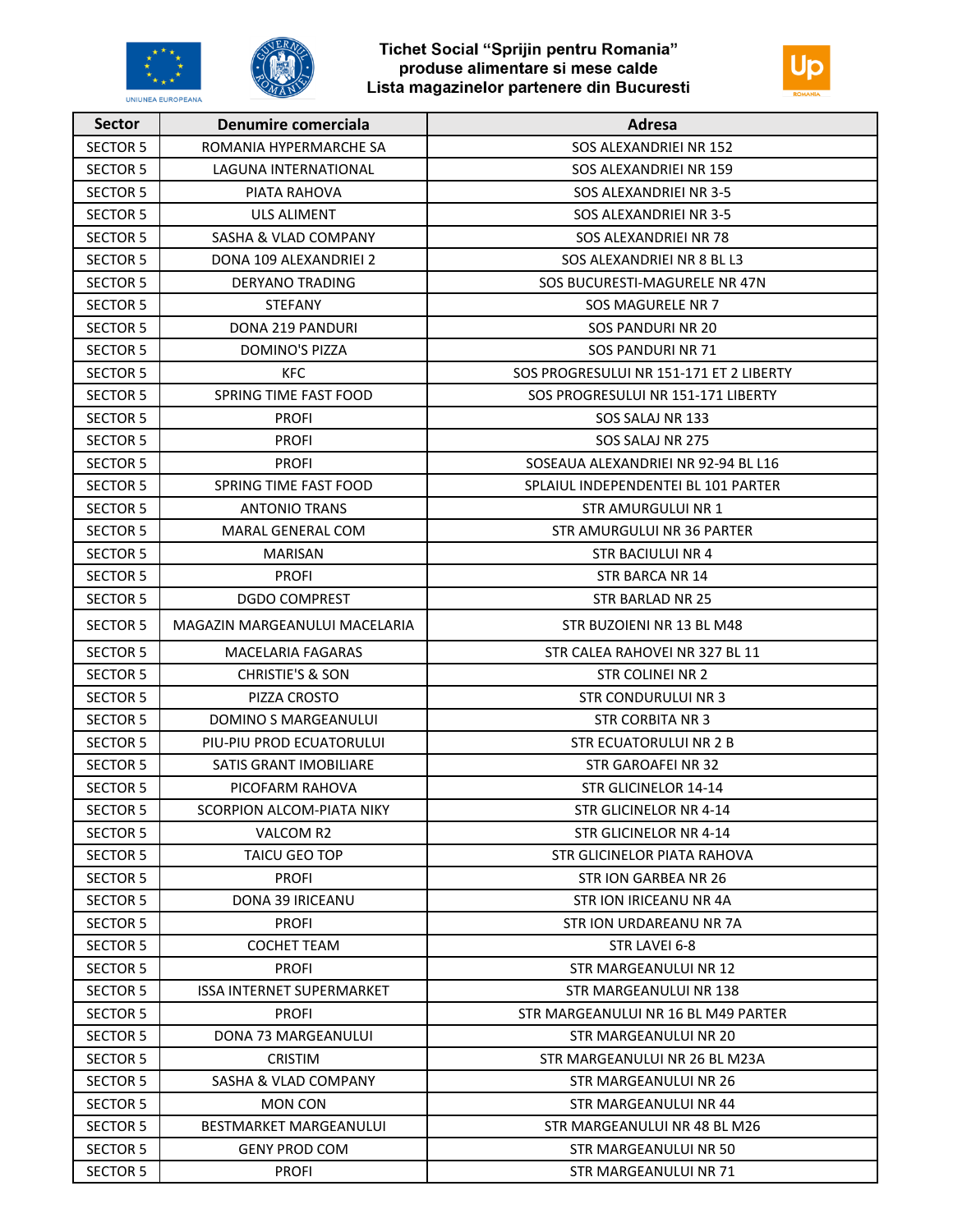# Tichet Social "Sprijin pentru Romania"
## produse alimentare si mese calde
## Lista magazinelor partenere din Bucuresti

| Sector | Denumire comerciala | Adresa |
|---|---|---|
| SECTOR 5 | ROMANIA HYPERMARCHE SA | SOS ALEXANDRIEI NR 152 |
| SECTOR 5 | LAGUNA INTERNATIONAL | SOS ALEXANDRIEI NR 159 |
| SECTOR 5 | PIATA RAHOVA | SOS ALEXANDRIEI NR 3-5 |
| SECTOR 5 | ULS ALIMENT | SOS ALEXANDRIEI NR 3-5 |
| SECTOR 5 | SASHA & VLAD COMPANY | SOS ALEXANDRIEI NR 78 |
| SECTOR 5 | DONA 109 ALEXANDRIEI 2 | SOS ALEXANDRIEI NR 8 BL L3 |
| SECTOR 5 | DERYANO TRADING | SOS BUCURESTI-MAGURELE NR 47N |
| SECTOR 5 | STEFANY | SOS MAGURELE NR 7 |
| SECTOR 5 | DONA 219 PANDURI | SOS PANDURI NR 20 |
| SECTOR 5 | DOMINO'S PIZZA | SOS PANDURI NR 71 |
| SECTOR 5 | KFC | SOS PROGRESULUI NR 151-171 ET 2 LIBERTY |
| SECTOR 5 | SPRING TIME FAST FOOD | SOS PROGRESULUI NR 151-171 LIBERTY |
| SECTOR 5 | PROFI | SOS SALAJ NR 133 |
| SECTOR 5 | PROFI | SOS SALAJ NR 275 |
| SECTOR 5 | PROFI | SOSEAUA ALEXANDRIEI NR 92-94 BL L16 |
| SECTOR 5 | SPRING TIME FAST FOOD | SPLAIUL INDEPENDENTEI BL 101 PARTER |
| SECTOR 5 | ANTONIO TRANS | STR AMURGULUI NR 1 |
| SECTOR 5 | MARAL GENERAL COM | STR AMURGULUI NR 36 PARTER |
| SECTOR 5 | MARISAN | STR BACIULUI NR 4 |
| SECTOR 5 | PROFI | STR BARCA NR 14 |
| SECTOR 5 | DGDO COMPREST | STR BARLAD NR 25 |
| SECTOR 5 | MAGAZIN MARGEANULUI MACELARIA | STR BUZOIENI NR 13 BL M48 |
| SECTOR 5 | MACELARIA FAGARAS | STR CALEA RAHOVEI NR 327 BL 11 |
| SECTOR 5 | CHRISTIE'S & SON | STR COLINEI NR 2 |
| SECTOR 5 | PIZZA CROSTO | STR CONDURULUI NR 3 |
| SECTOR 5 | DOMINO S MARGEANULUI | STR CORBITA NR 3 |
| SECTOR 5 | PIU-PIU PROD ECUATORULUI | STR ECUATORULUI NR 2 B |
| SECTOR 5 | SATIS GRANT IMOBILIARE | STR GAROAFEI NR 32 |
| SECTOR 5 | PICOFARM RAHOVA | STR GLICINELOR 14-14 |
| SECTOR 5 | SCORPION ALCOM-PIATA NIKY | STR GLICINELOR NR 4-14 |
| SECTOR 5 | VALCOM R2 | STR GLICINELOR NR 4-14 |
| SECTOR 5 | TAICU GEO TOP | STR GLICINELOR PIATA RAHOVA |
| SECTOR 5 | PROFI | STR ION GARBEA NR 26 |
| SECTOR 5 | DONA 39 IRICEANU | STR ION IRICEANU NR 4A |
| SECTOR 5 | PROFI | STR ION URDAREANU NR 7A |
| SECTOR 5 | COCHET TEAM | STR LAVEI 6-8 |
| SECTOR 5 | PROFI | STR MARGEANULUI NR 12 |
| SECTOR 5 | ISSA INTERNET SUPERMARKET | STR MARGEANULUI NR 138 |
| SECTOR 5 | PROFI | STR MARGEANULUI NR 16 BL M49 PARTER |
| SECTOR 5 | DONA 73 MARGEANULUI | STR MARGEANULUI NR 20 |
| SECTOR 5 | CRISTIM | STR MARGEANULUI NR 26 BL M23A |
| SECTOR 5 | SASHA & VLAD COMPANY | STR MARGEANULUI NR 26 |
| SECTOR 5 | MON CON | STR MARGEANULUI NR 44 |
| SECTOR 5 | BESTMARKET MARGEANULUI | STR MARGEANULUI NR 48 BL M26 |
| SECTOR 5 | GENY PROD COM | STR MARGEANULUI NR 50 |
| SECTOR 5 | PROFI | STR MARGEANULUI NR 71 |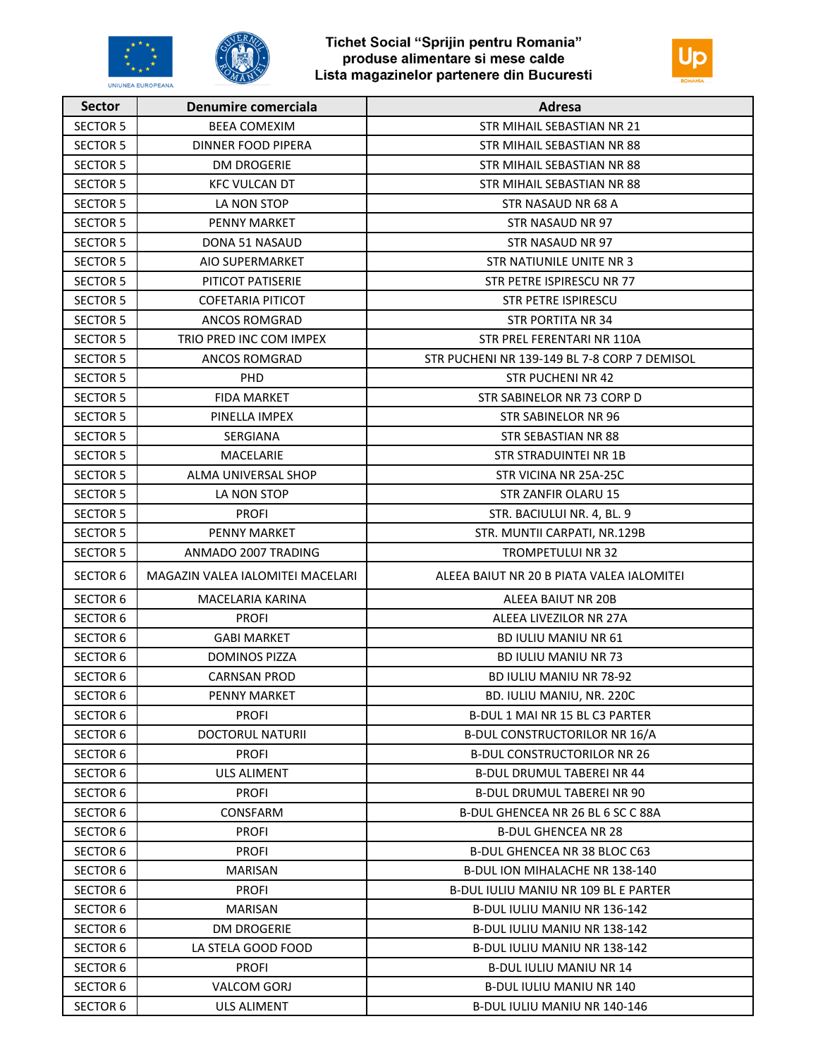# Tichet Social "Sprijin pentru Romania" produse alimentare si mese calde Lista magazinelor partenere din Bucuresti

| Sector | Denumire comerciala | Adresa |
|---|---|---|
| SECTOR 5 | BEEA COMEXIM | STR MIHAIL SEBASTIAN NR 21 |
| SECTOR 5 | DINNER FOOD PIPERA | STR MIHAIL SEBASTIAN NR 88 |
| SECTOR 5 | DM DROGERIE | STR MIHAIL SEBASTIAN NR 88 |
| SECTOR 5 | KFC VULCAN DT | STR MIHAIL SEBASTIAN NR 88 |
| SECTOR 5 | LA NON STOP | STR NASAUD NR 68 A |
| SECTOR 5 | PENNY MARKET | STR NASAUD NR 97 |
| SECTOR 5 | DONA 51 NASAUD | STR NASAUD NR 97 |
| SECTOR 5 | AIO SUPERMARKET | STR NATIUNILE UNITE NR 3 |
| SECTOR 5 | PITICOT PATISERIE | STR PETRE ISPIRESCU NR 77 |
| SECTOR 5 | COFETARIA PITICOT | STR PETRE ISPIRESCU |
| SECTOR 5 | ANCOS ROMGRAD | STR PORTITA NR 34 |
| SECTOR 5 | TRIO PRED INC COM IMPEX | STR PREL FERENTARI NR 110A |
| SECTOR 5 | ANCOS ROMGRAD | STR PUCHENI NR 139-149 BL 7-8 CORP 7 DEMISOL |
| SECTOR 5 | PHD | STR PUCHENI NR 42 |
| SECTOR 5 | FIDA MARKET | STR SABINELOR NR 73 CORP D |
| SECTOR 5 | PINELLA IMPEX | STR SABINELOR NR 96 |
| SECTOR 5 | SERGIANA | STR SEBASTIAN NR 88 |
| SECTOR 5 | MACELARIE | STR STRADUINTEI NR 1B |
| SECTOR 5 | ALMA UNIVERSAL SHOP | STR VICINA NR 25A-25C |
| SECTOR 5 | LA NON STOP | STR ZANFIR OLARU 15 |
| SECTOR 5 | PROFI | STR. BACIULUI NR. 4, BL. 9 |
| SECTOR 5 | PENNY MARKET | STR. MUNTII CARPATI, NR.129B |
| SECTOR 5 | ANMADO 2007 TRADING | TROMPETULUI NR 32 |
| SECTOR 6 | MAGAZIN VALEA IALOMITEI MACELARI | ALEEA BAIUT NR 20 B PIATA VALEA IALOMITEI |
| SECTOR 6 | MACELARIA KARINA | ALEEA BAIUT NR 20B |
| SECTOR 6 | PROFI | ALEEA LIVEZILOR NR 27A |
| SECTOR 6 | GABI MARKET | BD IULIU MANIU NR 61 |
| SECTOR 6 | DOMINOS PIZZA | BD IULIU MANIU NR 73 |
| SECTOR 6 | CARNSAN PROD | BD IULIU MANIU NR 78-92 |
| SECTOR 6 | PENNY MARKET | BD. IULIU MANIU, NR. 220C |
| SECTOR 6 | PROFI | B-DUL 1 MAI NR 15 BL C3 PARTER |
| SECTOR 6 | DOCTORUL NATURII | B-DUL CONSTRUCTORILOR NR 16/A |
| SECTOR 6 | PROFI | B-DUL CONSTRUCTORILOR NR 26 |
| SECTOR 6 | ULS ALIMENT | B-DUL DRUMUL TABEREI NR 44 |
| SECTOR 6 | PROFI | B-DUL DRUMUL TABEREI NR 90 |
| SECTOR 6 | CONSFARM | B-DUL GHENCEA NR 26 BL 6 SC C 88A |
| SECTOR 6 | PROFI | B-DUL GHENCEA NR 28 |
| SECTOR 6 | PROFI | B-DUL GHENCEA NR 38 BLOC C63 |
| SECTOR 6 | MARISAN | B-DUL ION MIHALACHE NR 138-140 |
| SECTOR 6 | PROFI | B-DUL IULIU MANIU NR 109 BL E PARTER |
| SECTOR 6 | MARISAN | B-DUL IULIU MANIU NR 136-142 |
| SECTOR 6 | DM DROGERIE | B-DUL IULIU MANIU NR 138-142 |
| SECTOR 6 | LA STELA GOOD FOOD | B-DUL IULIU MANIU NR 138-142 |
| SECTOR 6 | PROFI | B-DUL IULIU MANIU NR 14 |
| SECTOR 6 | VALCOM GORJ | B-DUL IULIU MANIU NR 140 |
| SECTOR 6 | ULS ALIMENT | B-DUL IULIU MANIU NR 140-146 |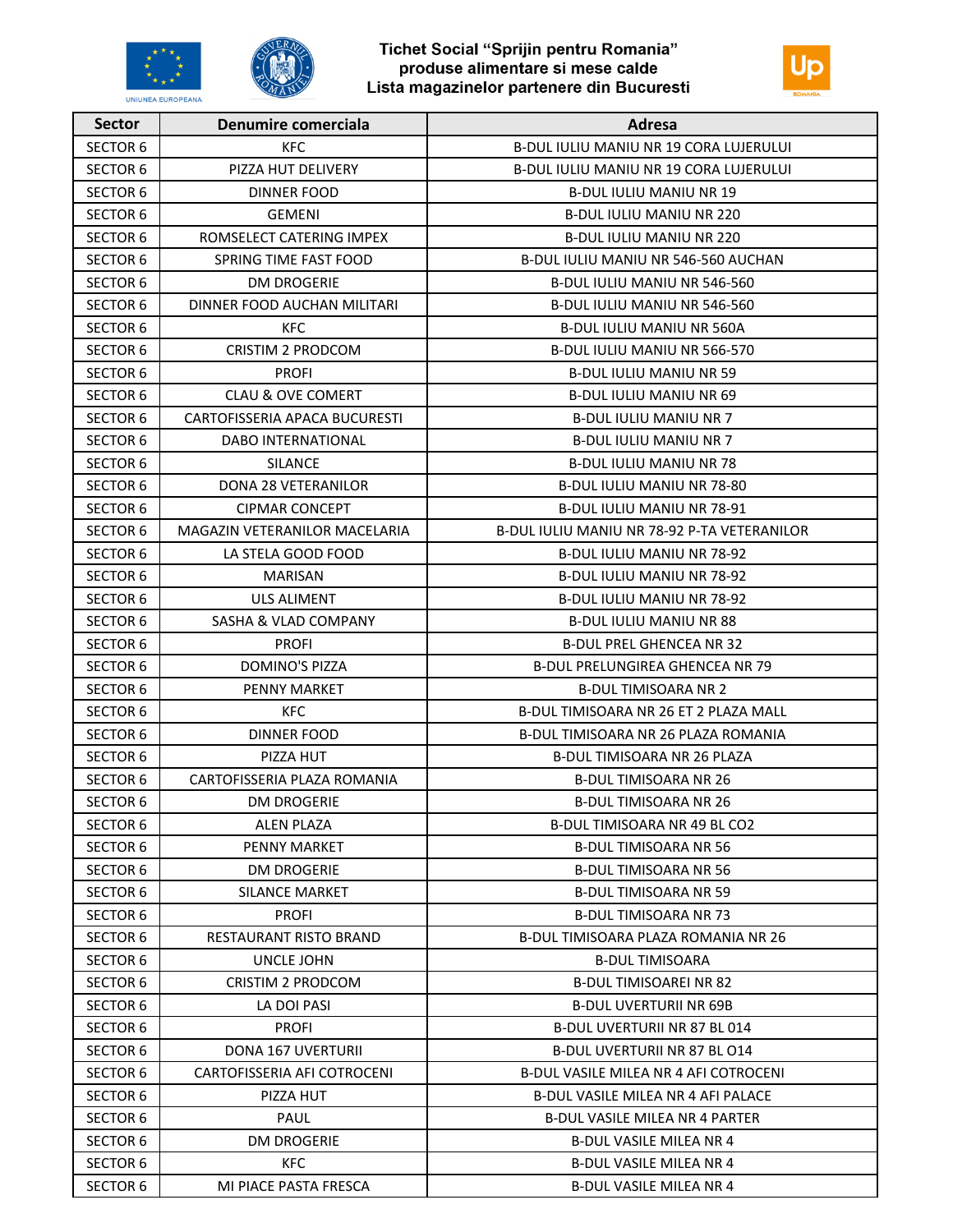Tichet Social "Sprijin pentru Romania"
produse alimentare si mese calde
Lista magazinelor partenere din Bucuresti

| Sector | Denumire comerciala | Adresa |
|---|---|---|
| SECTOR 6 | KFC | B-DUL IULIU MANIU NR 19 CORA LUJERULUI |
| SECTOR 6 | PIZZA HUT DELIVERY | B-DUL IULIU MANIU NR 19 CORA LUJERULUI |
| SECTOR 6 | DINNER FOOD | B-DUL IULIU MANIU NR 19 |
| SECTOR 6 | GEMENI | B-DUL IULIU MANIU NR 220 |
| SECTOR 6 | ROMSELECT CATERING IMPEX | B-DUL IULIU MANIU NR 220 |
| SECTOR 6 | SPRING TIME FAST FOOD | B-DUL IULIU MANIU NR 546-560 AUCHAN |
| SECTOR 6 | DM DROGERIE | B-DUL IULIU MANIU NR 546-560 |
| SECTOR 6 | DINNER FOOD AUCHAN MILITARI | B-DUL IULIU MANIU NR 546-560 |
| SECTOR 6 | KFC | B-DUL IULIU MANIU NR 560A |
| SECTOR 6 | CRISTIM 2 PRODCOM | B-DUL IULIU MANIU NR 566-570 |
| SECTOR 6 | PROFI | B-DUL IULIU MANIU NR 59 |
| SECTOR 6 | CLAU & OVE COMERT | B-DUL IULIU MANIU NR 69 |
| SECTOR 6 | CARTOFISSERIA APACA BUCURESTI | B-DUL IULIU MANIU NR 7 |
| SECTOR 6 | DABO INTERNATIONAL | B-DUL IULIU MANIU NR 7 |
| SECTOR 6 | SILANCE | B-DUL IULIU MANIU NR 78 |
| SECTOR 6 | DONA 28 VETERANILOR | B-DUL IULIU MANIU NR 78-80 |
| SECTOR 6 | CIPMAR CONCEPT | B-DUL IULIU MANIU NR 78-91 |
| SECTOR 6 | MAGAZIN VETERANILOR MACELARIA | B-DUL IULIU MANIU NR 78-92 P-TA VETERANILOR |
| SECTOR 6 | LA STELA GOOD FOOD | B-DUL IULIU MANIU NR 78-92 |
| SECTOR 6 | MARISAN | B-DUL IULIU MANIU NR 78-92 |
| SECTOR 6 | ULS ALIMENT | B-DUL IULIU MANIU NR 78-92 |
| SECTOR 6 | SASHA & VLAD COMPANY | B-DUL IULIU MANIU NR 88 |
| SECTOR 6 | PROFI | B-DUL PREL GHENCEA NR 32 |
| SECTOR 6 | DOMINO'S PIZZA | B-DUL PRELUNGIREA GHENCEA NR 79 |
| SECTOR 6 | PENNY MARKET | B-DUL TIMISOARA NR 2 |
| SECTOR 6 | KFC | B-DUL TIMISOARA NR 26 ET 2 PLAZA MALL |
| SECTOR 6 | DINNER FOOD | B-DUL TIMISOARA NR 26 PLAZA ROMANIA |
| SECTOR 6 | PIZZA HUT | B-DUL TIMISOARA NR 26 PLAZA |
| SECTOR 6 | CARTOFISSERIA PLAZA ROMANIA | B-DUL TIMISOARA NR 26 |
| SECTOR 6 | DM DROGERIE | B-DUL TIMISOARA NR 26 |
| SECTOR 6 | ALEN PLAZA | B-DUL TIMISOARA NR 49 BL CO2 |
| SECTOR 6 | PENNY MARKET | B-DUL TIMISOARA NR 56 |
| SECTOR 6 | DM DROGERIE | B-DUL TIMISOARA NR 56 |
| SECTOR 6 | SILANCE MARKET | B-DUL TIMISOARA NR 59 |
| SECTOR 6 | PROFI | B-DUL TIMISOARA NR 73 |
| SECTOR 6 | RESTAURANT RISTO BRAND | B-DUL TIMISOARA PLAZA ROMANIA NR 26 |
| SECTOR 6 | UNCLE JOHN | B-DUL TIMISOARA |
| SECTOR 6 | CRISTIM 2 PRODCOM | B-DUL TIMISOAREI NR 82 |
| SECTOR 6 | LA DOI PASI | B-DUL UVERTURII NR 69B |
| SECTOR 6 | PROFI | B-DUL UVERTURII NR 87 BL 014 |
| SECTOR 6 | DONA 167 UVERTURII | B-DUL UVERTURII NR 87 BL O14 |
| SECTOR 6 | CARTOFISSERIA AFI COTROCENI | B-DUL VASILE MILEA NR 4 AFI COTROCENI |
| SECTOR 6 | PIZZA HUT | B-DUL VASILE MILEA NR 4 AFI PALACE |
| SECTOR 6 | PAUL | B-DUL VASILE MILEA NR 4 PARTER |
| SECTOR 6 | DM DROGERIE | B-DUL VASILE MILEA NR 4 |
| SECTOR 6 | KFC | B-DUL VASILE MILEA NR 4 |
| SECTOR 6 | MI PIACE PASTA FRESCA | B-DUL VASILE MILEA NR 4 |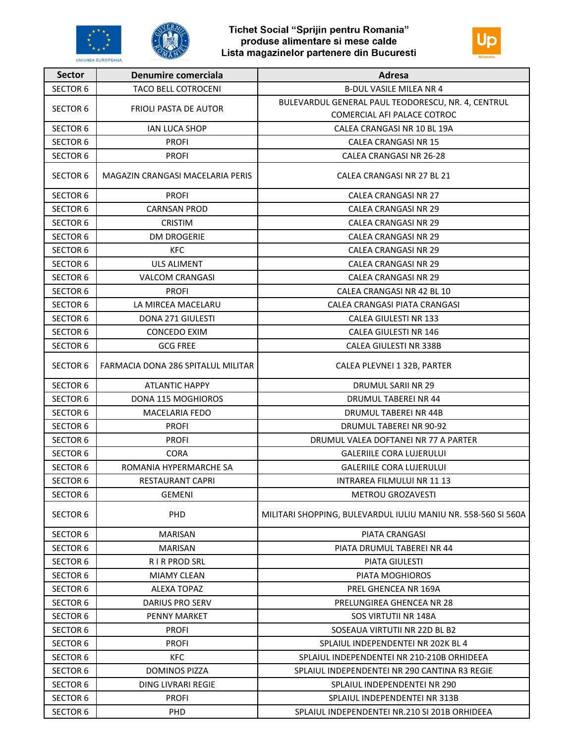Tichet Social "Sprijin pentru Romania"
produse alimentare si mese calde
Lista magazinelor partenere din Bucuresti

| Sector | Denumire comerciala | Adresa |
|---|---|---|
| SECTOR 6 | TACO BELL COTROCENI | B-DUL VASILE MILEA NR 4 |
| SECTOR 6 | FRIOLI PASTA DE AUTOR | BULEVARDUL GENERAL PAUL TEODORESCU, NR. 4, CENTRUL COMERCIAL AFI PALACE COTROC |
| SECTOR 6 | IAN LUCA SHOP | CALEA CRANGASI NR 10 BL 19A |
| SECTOR 6 | PROFI | CALEA CRANGASI NR 15 |
| SECTOR 6 | PROFI | CALEA CRANGASI NR 26-28 |
| SECTOR 6 | MAGAZIN CRANGASI MACELARIA PERIS | CALEA CRANGASI NR 27 BL 21 |
| SECTOR 6 | PROFI | CALEA CRANGASI NR 27 |
| SECTOR 6 | CARNSAN PROD | CALEA CRANGASI NR 29 |
| SECTOR 6 | CRISTIM | CALEA CRANGASI NR 29 |
| SECTOR 6 | DM DROGERIE | CALEA CRANGASI NR 29 |
| SECTOR 6 | KFC | CALEA CRANGASI NR 29 |
| SECTOR 6 | ULS ALIMENT | CALEA CRANGASI NR 29 |
| SECTOR 6 | VALCOM CRANGASI | CALEA CRANGASI NR 29 |
| SECTOR 6 | PROFI | CALEA CRANGASI NR 42 BL 10 |
| SECTOR 6 | LA MIRCEA MACELARU | CALEA CRANGASI PIATA CRANGASI |
| SECTOR 6 | DONA 271 GIULESTI | CALEA GIULESTI NR 133 |
| SECTOR 6 | CONCEDO EXIM | CALEA GIULESTI NR 146 |
| SECTOR 6 | GCG FREE | CALEA GIULESTI NR 338B |
| SECTOR 6 | FARMACIA DONA 286 SPITALUL MILITAR | CALEA PLEVNEI 1 32B, PARTER |
| SECTOR 6 | ATLANTIC HAPPY | DRUMUL SARII NR 29 |
| SECTOR 6 | DONA 115 MOGHIOROS | DRUMUL TABEREI NR 44 |
| SECTOR 6 | MACELARIA FEDO | DRUMUL TABEREI NR 44B |
| SECTOR 6 | PROFI | DRUMUL TABEREI NR 90-92 |
| SECTOR 6 | PROFI | DRUMUL VALEA DOFTANEI NR 77 A PARTER |
| SECTOR 6 | CORA | GALERIILE CORA LUJERULUI |
| SECTOR 6 | ROMANIA HYPERMARCHE SA | GALERIILE CORA LUJERULUI |
| SECTOR 6 | RESTAURANT CAPRI | INTRAREA FILMULUI NR 11 13 |
| SECTOR 6 | GEMENI | METROU GROZAVESTI |
| SECTOR 6 | PHD | MILITARI SHOPPING, BULEVARDUL IULIU MANIU NR. 558-560 SI 560A |
| SECTOR 6 | MARISAN | PIATA CRANGASI |
| SECTOR 6 | MARISAN | PIATA DRUMUL TABEREI NR 44 |
| SECTOR 6 | R I R PROD SRL | PIATA GIULESTI |
| SECTOR 6 | MIAMY CLEAN | PIATA MOGHIOROS |
| SECTOR 6 | ALEXA TOPAZ | PREL GHENCEA NR 169A |
| SECTOR 6 | DARIUS PRO SERV | PRELUNGIREA GHENCEA NR 28 |
| SECTOR 6 | PENNY MARKET | SOS VIRTUTII NR 148A |
| SECTOR 6 | PROFI | SOSEAUA VIRTUTII NR 22D BL B2 |
| SECTOR 6 | PROFI | SPLAIUL INDEPENDENTEI NR 202K BL 4 |
| SECTOR 6 | KFC | SPLAIUL INDEPENDENTEI NR 210-210B ORHIDEEA |
| SECTOR 6 | DOMINOS PIZZA | SPLAIUL INDEPENDENTEI NR 290 CANTINA R3 REGIE |
| SECTOR 6 | DING LIVRARI REGIE | SPLAIUL INDEPENDENTEI NR 290 |
| SECTOR 6 | PROFI | SPLAIUL INDEPENDENTEI NR 313B |
| SECTOR 6 | PHD | SPLAIUL INDEPENDENTEI NR.210 SI 201B ORHIDEEA |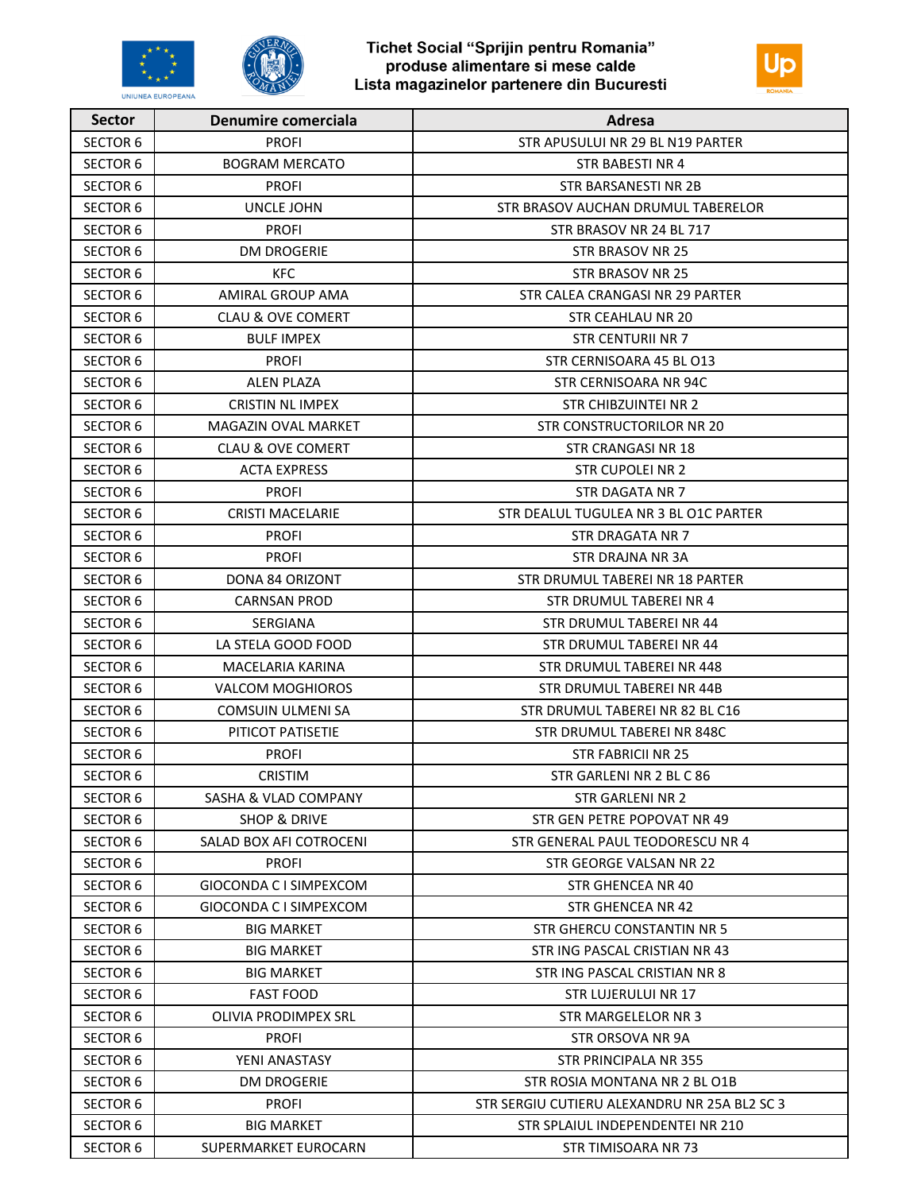Tichet Social "Sprijin pentru Romania"
produse alimentare si mese calde
Lista magazinelor partenere din Bucuresti

| Sector | Denumire comerciala | Adresa |
|---|---|---|
| SECTOR 6 | PROFI | STR APUSULUI NR 29 BL N19 PARTER |
| SECTOR 6 | BOGRAM MERCATO | STR BABESTI NR 4 |
| SECTOR 6 | PROFI | STR BARSANESTI NR 2B |
| SECTOR 6 | UNCLE JOHN | STR BRASOV AUCHAN DRUMUL TABERELOR |
| SECTOR 6 | PROFI | STR BRASOV NR 24 BL 717 |
| SECTOR 6 | DM DROGERIE | STR BRASOV NR 25 |
| SECTOR 6 | KFC | STR BRASOV NR 25 |
| SECTOR 6 | AMIRAL GROUP AMA | STR CALEA CRANGASI NR 29 PARTER |
| SECTOR 6 | CLAU & OVE COMERT | STR CEAHLAU NR 20 |
| SECTOR 6 | BULF IMPEX | STR CENTURII NR 7 |
| SECTOR 6 | PROFI | STR CERNISOARA 45 BL O13 |
| SECTOR 6 | ALEN PLAZA | STR CERNISOARA NR 94C |
| SECTOR 6 | CRISTIN NL IMPEX | STR CHIBZUINTEI NR 2 |
| SECTOR 6 | MAGAZIN OVAL MARKET | STR CONSTRUCTORILOR NR 20 |
| SECTOR 6 | CLAU & OVE COMERT | STR CRANGASI NR 18 |
| SECTOR 6 | ACTA EXPRESS | STR CUPOLEI NR 2 |
| SECTOR 6 | PROFI | STR DAGATA NR 7 |
| SECTOR 6 | CRISTI MACELARIE | STR DEALUL TUGULEA NR 3 BL O1C PARTER |
| SECTOR 6 | PROFI | STR DRAGATA NR 7 |
| SECTOR 6 | PROFI | STR DRAJNA NR 3A |
| SECTOR 6 | DONA 84 ORIZONT | STR DRUMUL TABEREI NR 18 PARTER |
| SECTOR 6 | CARNSAN PROD | STR DRUMUL TABEREI NR 4 |
| SECTOR 6 | SERGIANA | STR DRUMUL TABEREI NR 44 |
| SECTOR 6 | LA STELA GOOD FOOD | STR DRUMUL TABEREI NR 44 |
| SECTOR 6 | MACELARIA KARINA | STR DRUMUL TABEREI NR 448 |
| SECTOR 6 | VALCOM MOGHIOROS | STR DRUMUL TABEREI NR 44B |
| SECTOR 6 | COMSUIN ULMENI SA | STR DRUMUL TABEREI NR 82 BL C16 |
| SECTOR 6 | PITICOT PATISETIE | STR DRUMUL TABEREI NR 848C |
| SECTOR 6 | PROFI | STR FABRICII NR 25 |
| SECTOR 6 | CRISTIM | STR GARLENI NR 2 BL C 86 |
| SECTOR 6 | SASHA & VLAD COMPANY | STR GARLENI NR 2 |
| SECTOR 6 | SHOP & DRIVE | STR GEN PETRE POPOVAT NR 49 |
| SECTOR 6 | SALAD BOX AFI COTROCENI | STR GENERAL PAUL TEODORESCU NR 4 |
| SECTOR 6 | PROFI | STR GEORGE VALSAN NR 22 |
| SECTOR 6 | GIOCONDA C I SIMPEXCOM | STR GHENCEA NR 40 |
| SECTOR 6 | GIOCONDA C I SIMPEXCOM | STR GHENCEA NR 42 |
| SECTOR 6 | BIG MARKET | STR GHERCU CONSTANTIN NR 5 |
| SECTOR 6 | BIG MARKET | STR ING PASCAL CRISTIAN NR 43 |
| SECTOR 6 | BIG MARKET | STR ING PASCAL CRISTIAN NR 8 |
| SECTOR 6 | FAST FOOD | STR LUJERULUI NR 17 |
| SECTOR 6 | OLIVIA PRODIMPEX SRL | STR MARGELELOR NR 3 |
| SECTOR 6 | PROFI | STR ORSOVA NR 9A |
| SECTOR 6 | YENI ANASTASY | STR PRINCIPALA NR 355 |
| SECTOR 6 | DM DROGERIE | STR ROSIA MONTANA NR 2 BL O1B |
| SECTOR 6 | PROFI | STR SERGIU CUTIERU ALEXANDRU NR 25A BL2 SC 3 |
| SECTOR 6 | BIG MARKET | STR SPLAIUL INDEPENDENTEI NR 210 |
| SECTOR 6 | SUPERMARKET EUROCARN | STR TIMISOARA NR 73 |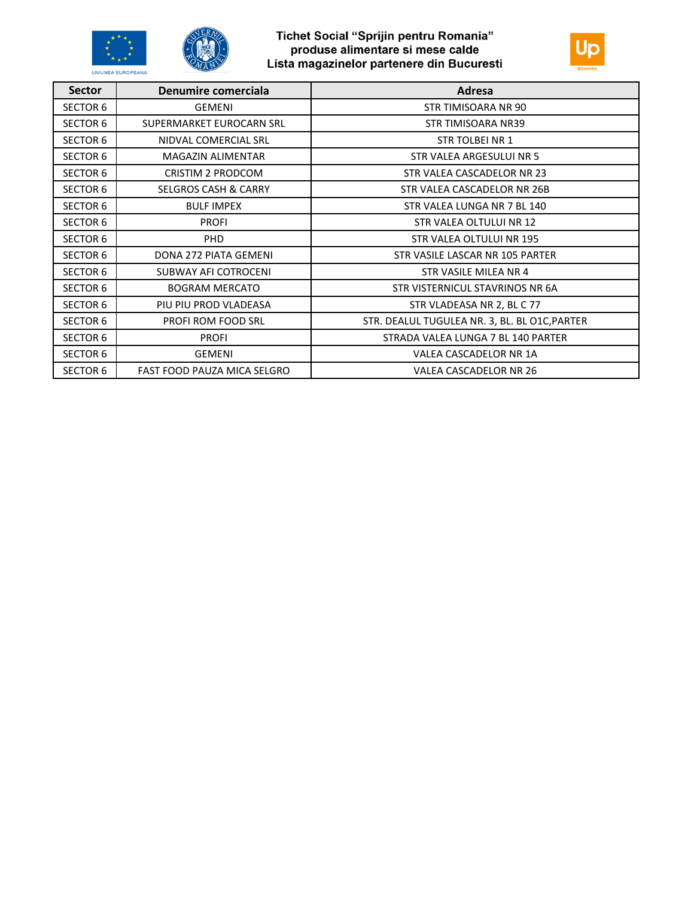**Tichet Social "Sprijin pentru Romania"**
**produse alimentare si mese calde**
**Lista magazinelor partenere din Bucuresti**

| Sector | Denumire comerciala | Adresa |
|---|---|---|
| SECTOR 6 | GEMENI | STR TIMISOARA NR 90 |
| SECTOR 6 | SUPERMARKET EUROCARN SRL | STR TIMISOARA NR39 |
| SECTOR 6 | NIDVAL COMERCIAL SRL | STR TOLBEI NR 1 |
| SECTOR 6 | MAGAZIN ALIMENTAR | STR VALEA ARGESULUI NR 5 |
| SECTOR 6 | CRISTIM 2 PRODCOM | STR VALEA CASCADELOR NR 23 |
| SECTOR 6 | SELGROS CASH & CARRY | STR VALEA CASCADELOR NR 26B |
| SECTOR 6 | BULF IMPEX | STR VALEA LUNGA NR 7 BL 140 |
| SECTOR 6 | PROFI | STR VALEA OLTULUI NR 12 |
| SECTOR 6 | PHD | STR VALEA OLTULUI NR 195 |
| SECTOR 6 | DONA 272 PIATA GEMENI | STR VASILE LASCAR NR 105 PARTER |
| SECTOR 6 | SUBWAY AFI COTROCENI | STR VASILE MILEA NR 4 |
| SECTOR 6 | BOGRAM MERCATO | STR VISTERNICUL STAVRINOS NR 6A |
| SECTOR 6 | PIU PIU PROD VLADEASA | STR VLADEASA NR 2, BL C 77 |
| SECTOR 6 | PROFI ROM FOOD SRL | STR. DEALUL TUGULEA NR. 3, BL. BL O1C,PARTER |
| SECTOR 6 | PROFI | STRADA VALEA LUNGA 7 BL 140 PARTER |
| SECTOR 6 | GEMENI | VALEA CASCADELOR NR 1A |
| SECTOR 6 | FAST FOOD PAUZA MICA SELGRO | VALEA CASCADELOR NR 26 |